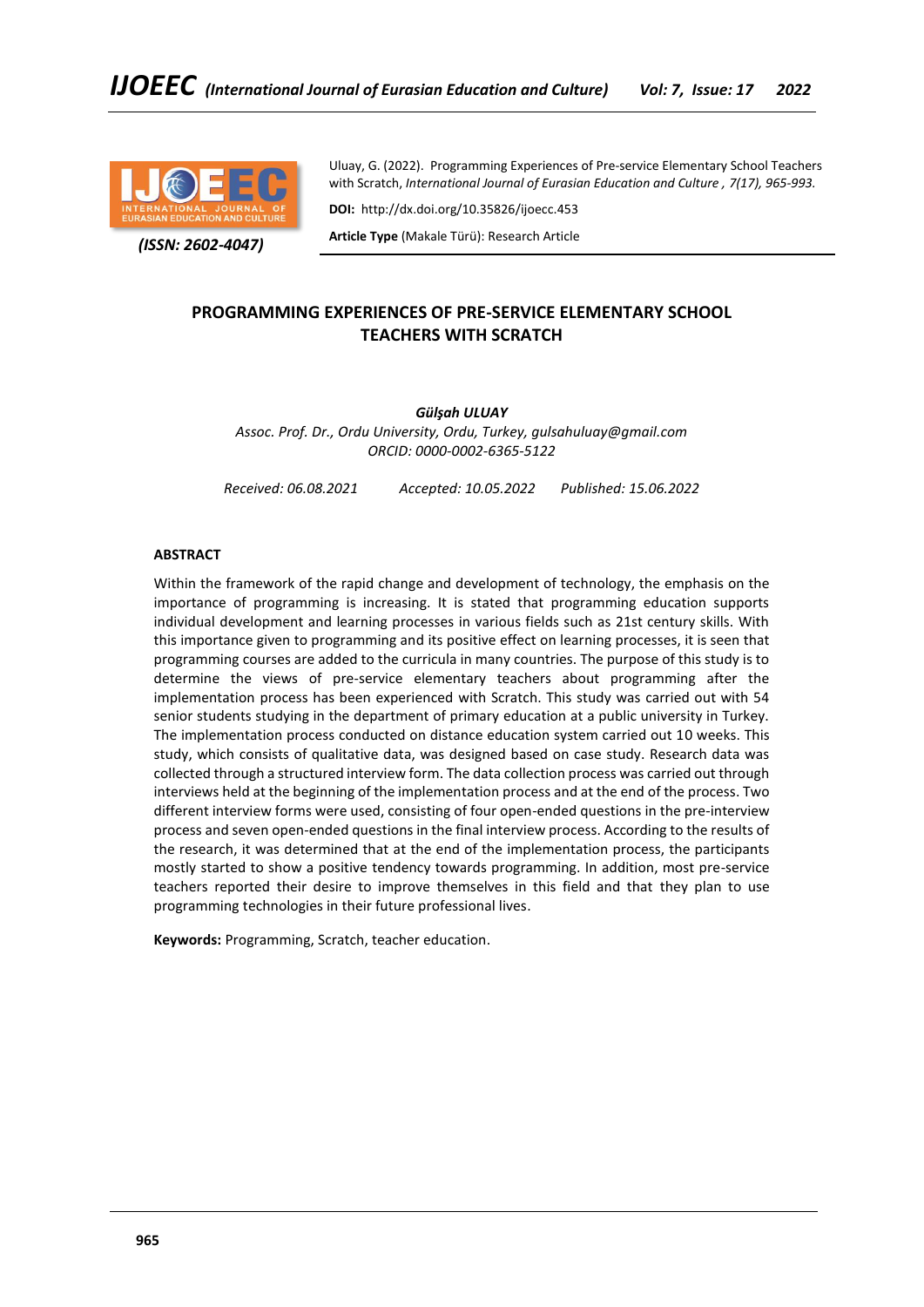Uluay, G. (2022). Programming Experiences of Pre-service Elementary School Teachers with Scratch, *International Journal of Eurasian Education and Culture , 7(17), 965-993.*

**DOI:** http://dx.doi.org/10.35826/ijoecc.453

**Article Type** (Makale Türü): Research Article

*(ISSN: 2602-4047)*

# PROGRAMMING EXPERIENCES OF PRE-SERVICE ELEMENTARY SCHOOL TEACHERS WITH SCRATCH

***Gülşah ULUAY***

*Assoc. Prof. Dr., Ordu University, Ordu, Turkey, gulsahuluay@gmail.com*

*ORCID: 0000-0002-6365-5122*

*Received: 06.08.2021* *Accepted: 10.05.2022* *Published: 15.06.2022*

## ABSTRACT

Within the framework of the rapid change and development of technology, the emphasis on the importance of programming is increasing. It is stated that programming education supports individual development and learning processes in various fields such as 21st century skills. With this importance given to programming and its positive effect on learning processes, it is seen that programming courses are added to the curricula in many countries. The purpose of this study is to determine the views of pre-service elementary teachers about programming after the implementation process has been experienced with Scratch. This study was carried out with 54 senior students studying in the department of primary education at a public university in Turkey. The implementation process conducted on distance education system carried out 10 weeks. This study, which consists of qualitative data, was designed based on case study. Research data was collected through a structured interview form. The data collection process was carried out through interviews held at the beginning of the implementation process and at the end of the process. Two different interview forms were used, consisting of four open-ended questions in the pre-interview process and seven open-ended questions in the final interview process. According to the results of the research, it was determined that at the end of the implementation process, the participants mostly started to show a positive tendency towards programming. In addition, most pre-service teachers reported their desire to improve themselves in this field and that they plan to use programming technologies in their future professional lives.

**Keywords:** Programming, Scratch, teacher education.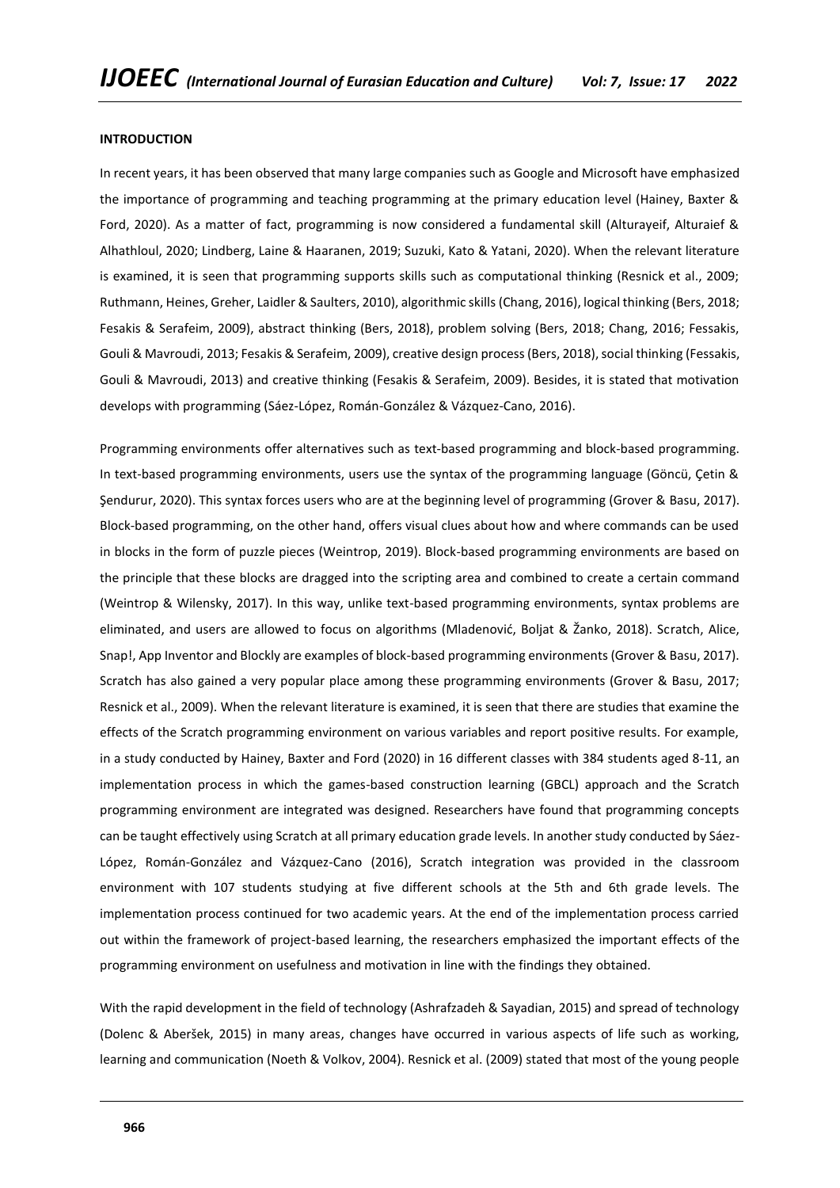## INTRODUCTION

In recent years, it has been observed that many large companies such as Google and Microsoft have emphasized the importance of programming and teaching programming at the primary education level (Hainey, Baxter & Ford, 2020). As a matter of fact, programming is now considered a fundamental skill (Alturayeif, Alturaief & Alhathloul, 2020; Lindberg, Laine & Haaranen, 2019; Suzuki, Kato & Yatani, 2020). When the relevant literature is examined, it is seen that programming supports skills such as computational thinking (Resnick et al., 2009; Ruthmann, Heines, Greher, Laidler & Saulters, 2010), algorithmic skills (Chang, 2016), logical thinking (Bers, 2018; Fesakis & Serafeim, 2009), abstract thinking (Bers, 2018), problem solving (Bers, 2018; Chang, 2016; Fessakis, Gouli & Mavroudi, 2013; Fesakis & Serafeim, 2009), creative design process (Bers, 2018), social thinking (Fessakis, Gouli & Mavroudi, 2013) and creative thinking (Fesakis & Serafeim, 2009). Besides, it is stated that motivation develops with programming (Sáez-López, Román-González & Vázquez-Cano, 2016).

Programming environments offer alternatives such as text-based programming and block-based programming. In text-based programming environments, users use the syntax of the programming language (Göncü, Çetin & Şendurur, 2020). This syntax forces users who are at the beginning level of programming (Grover & Basu, 2017). Block-based programming, on the other hand, offers visual clues about how and where commands can be used in blocks in the form of puzzle pieces (Weintrop, 2019). Block-based programming environments are based on the principle that these blocks are dragged into the scripting area and combined to create a certain command (Weintrop & Wilensky, 2017). In this way, unlike text-based programming environments, syntax problems are eliminated, and users are allowed to focus on algorithms (Mladenović, Boljat & Žanko, 2018). Scratch, Alice, Snap!, App Inventor and Blockly are examples of block-based programming environments (Grover & Basu, 2017). Scratch has also gained a very popular place among these programming environments (Grover & Basu, 2017; Resnick et al., 2009). When the relevant literature is examined, it is seen that there are studies that examine the effects of the Scratch programming environment on various variables and report positive results. For example, in a study conducted by Hainey, Baxter and Ford (2020) in 16 different classes with 384 students aged 8-11, an implementation process in which the games-based construction learning (GBCL) approach and the Scratch programming environment are integrated was designed. Researchers have found that programming concepts can be taught effectively using Scratch at all primary education grade levels. In another study conducted by Sáez-López, Román-González and Vázquez-Cano (2016), Scratch integration was provided in the classroom environment with 107 students studying at five different schools at the 5th and 6th grade levels. The implementation process continued for two academic years. At the end of the implementation process carried out within the framework of project-based learning, the researchers emphasized the important effects of the programming environment on usefulness and motivation in line with the findings they obtained.

With the rapid development in the field of technology (Ashrafzadeh & Sayadian, 2015) and spread of technology (Dolenc & Aberšek, 2015) in many areas, changes have occurred in various aspects of life such as working, learning and communication (Noeth & Volkov, 2004). Resnick et al. (2009) stated that most of the young people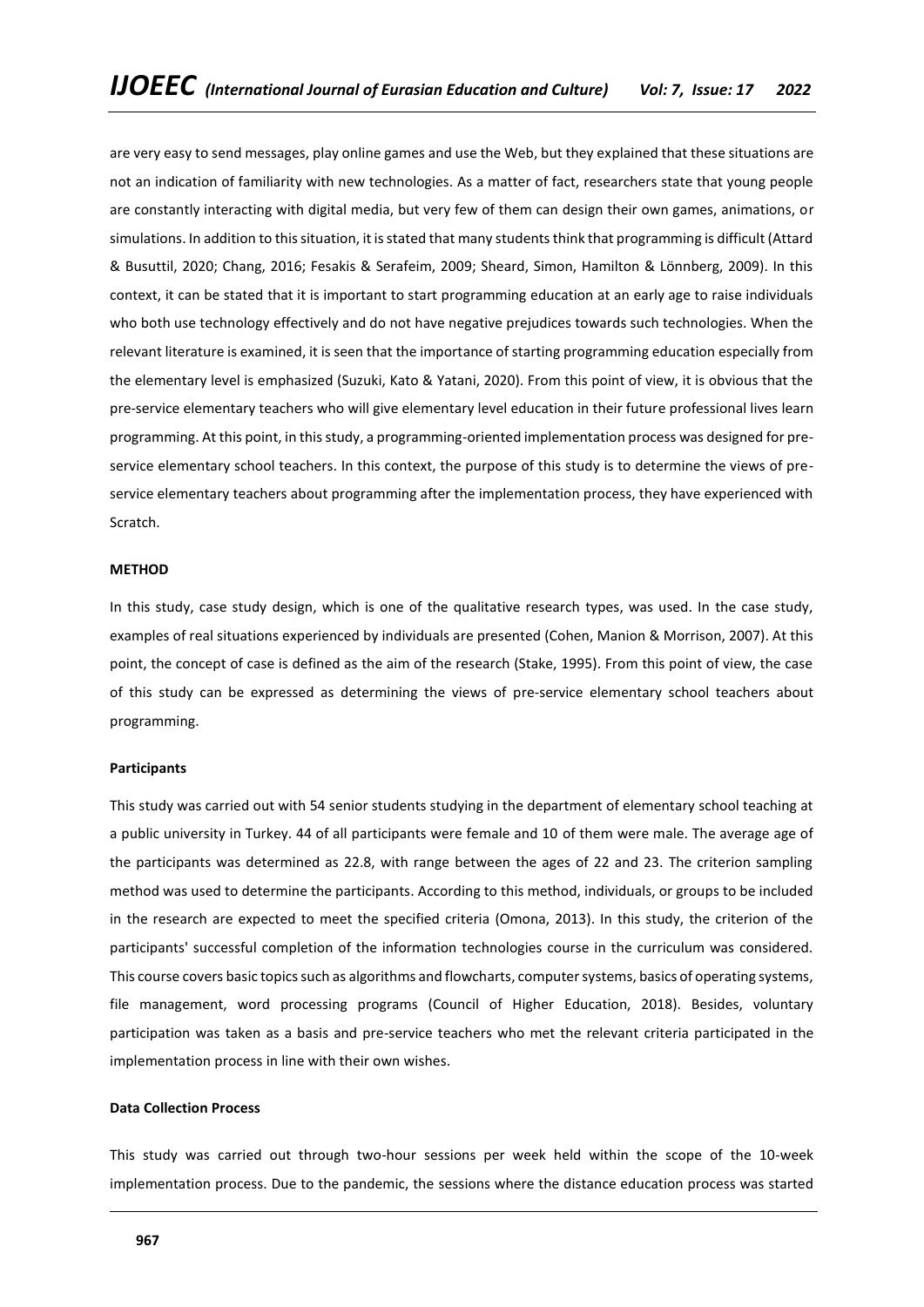are very easy to send messages, play online games and use the Web, but they explained that these situations are not an indication of familiarity with new technologies. As a matter of fact, researchers state that young people are constantly interacting with digital media, but very few of them can design their own games, animations, or simulations. In addition to this situation, it is stated that many students think that programming is difficult (Attard & Busuttil, 2020; Chang, 2016; Fesakis & Serafeim, 2009; Sheard, Simon, Hamilton & Lönnberg, 2009). In this context, it can be stated that it is important to start programming education at an early age to raise individuals who both use technology effectively and do not have negative prejudices towards such technologies. When the relevant literature is examined, it is seen that the importance of starting programming education especially from the elementary level is emphasized (Suzuki, Kato & Yatani, 2020). From this point of view, it is obvious that the pre-service elementary teachers who will give elementary level education in their future professional lives learn programming. At this point, in this study, a programming-oriented implementation process was designed for pre-service elementary school teachers. In this context, the purpose of this study is to determine the views of pre-service elementary teachers about programming after the implementation process, they have experienced with Scratch.

## METHOD

In this study, case study design, which is one of the qualitative research types, was used. In the case study, examples of real situations experienced by individuals are presented (Cohen, Manion & Morrison, 2007). At this point, the concept of case is defined as the aim of the research (Stake, 1995). From this point of view, the case of this study can be expressed as determining the views of pre-service elementary school teachers about programming.

### Participants

This study was carried out with 54 senior students studying in the department of elementary school teaching at a public university in Turkey. 44 of all participants were female and 10 of them were male. The average age of the participants was determined as 22.8, with range between the ages of 22 and 23. The criterion sampling method was used to determine the participants. According to this method, individuals, or groups to be included in the research are expected to meet the specified criteria (Omona, 2013). In this study, the criterion of the participants' successful completion of the information technologies course in the curriculum was considered. This course covers basic topics such as algorithms and flowcharts, computer systems, basics of operating systems, file management, word processing programs (Council of Higher Education, 2018). Besides, voluntary participation was taken as a basis and pre-service teachers who met the relevant criteria participated in the implementation process in line with their own wishes.

### Data Collection Process

This study was carried out through two-hour sessions per week held within the scope of the 10-week implementation process. Due to the pandemic, the sessions where the distance education process was started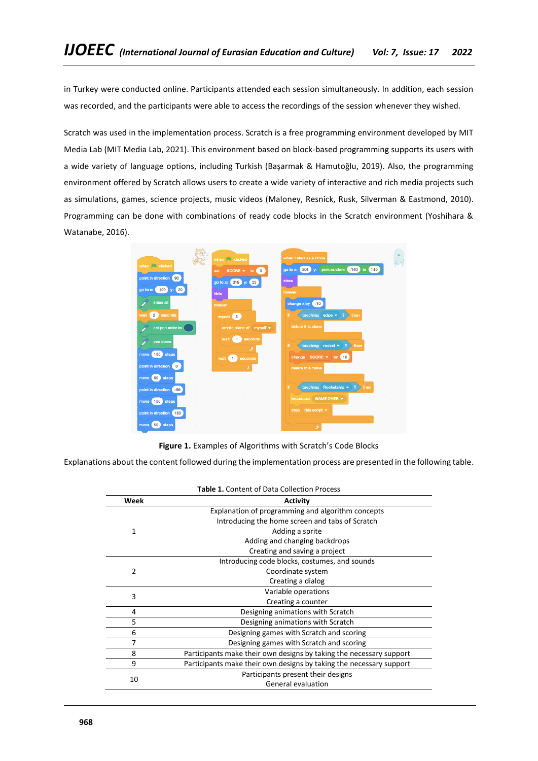in Turkey were conducted online. Participants attended each session simultaneously. In addition, each session was recorded, and the participants were able to access the recordings of the session whenever they wished.

Scratch was used in the implementation process. Scratch is a free programming environment developed by MIT Media Lab (MIT Media Lab, 2021). This environment based on block-based programming supports its users with a wide variety of language options, including Turkish (Başarmak & Hamutoğlu, 2019). Also, the programming environment offered by Scratch allows users to create a wide variety of interactive and rich media projects such as simulations, games, science projects, music videos (Maloney, Resnick, Rusk, Silverman & Eastmond, 2010). Programming can be done with combinations of ready code blocks in the Scratch environment (Yoshihara & Watanabe, 2016).

**Figure 1.** Examples of Algorithms with Scratch's Code Blocks

Explanations about the content followed during the implementation process are presented in the following table.

**Table 1.** Content of Data Collection Process

| Week | Activity |
|---|---|
| 1 | Explanation of programming and algorithm concepts<br>Introducing the home screen and tabs of Scratch<br>Adding a sprite<br>Adding and changing backdrops<br>Creating and saving a project |
| 2 | Introducing code blocks, costumes, and sounds<br>Coordinate system<br>Creating a dialog |
| 3 | Variable operations<br>Creating a counter |
| 4 | Designing animations with Scratch |
| 5 | Designing animations with Scratch |
| 6 | Designing games with Scratch and scoring |
| 7 | Designing games with Scratch and scoring |
| 8 | Participants make their own designs by taking the necessary support |
| 9 | Participants make their own designs by taking the necessary support |
| 10 | Participants present their designs<br>General evaluation |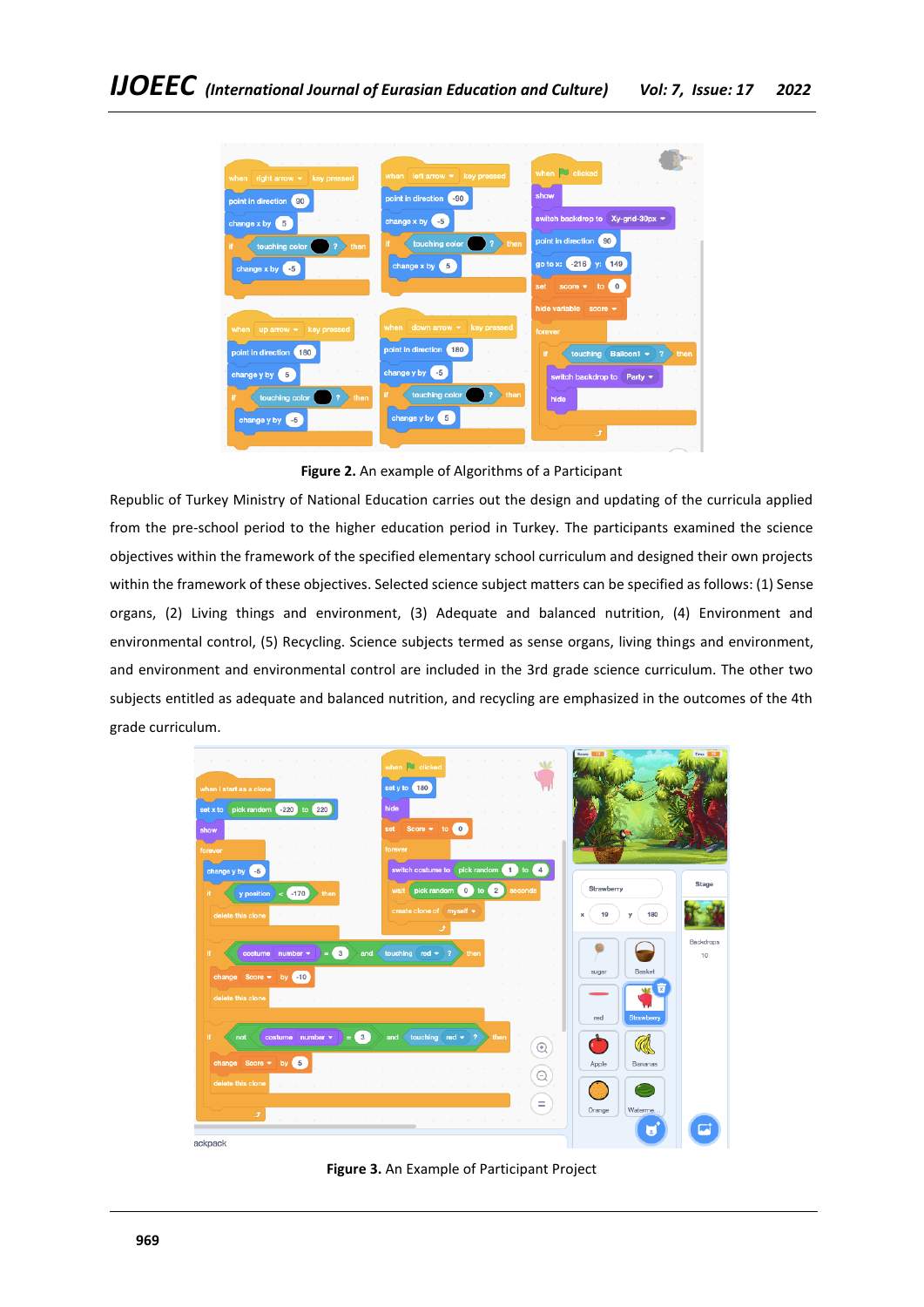**Figure 2.** An example of Algorithms of a Participant

Republic of Turkey Ministry of National Education carries out the design and updating of the curricula applied from the pre-school period to the higher education period in Turkey. The participants examined the science objectives within the framework of the specified elementary school curriculum and designed their own projects within the framework of these objectives. Selected science subject matters can be specified as follows: (1) Sense organs, (2) Living things and environment, (3) Adequate and balanced nutrition, (4) Environment and environmental control, (5) Recycling. Science subjects termed as sense organs, living things and environment, and environment and environmental control are included in the 3rd grade science curriculum. The other two subjects entitled as adequate and balanced nutrition, and recycling are emphasized in the outcomes of the 4th grade curriculum.

**Figure 3.** An Example of Participant Project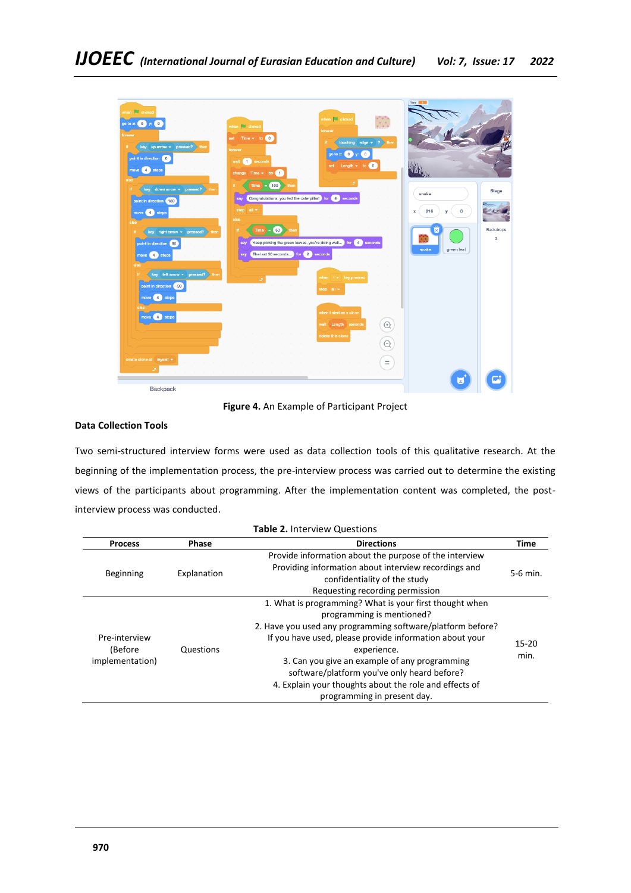**Figure 4.** An Example of Participant Project

### Data Collection Tools

Two semi-structured interview forms were used as data collection tools of this qualitative research. At the beginning of the implementation process, the pre-interview process was carried out to determine the existing views of the participants about programming. After the implementation content was completed, the post-interview process was conducted.

**Table 2.** Interview Questions

| Process | Phase | Directions | Time |
|---|---|---|---|
| Beginning | Explanation | Provide information about the purpose of the interview<br>Providing information about interview recordings and confidentiality of the study<br>Requesting recording permission | 5-6 min. |
| Pre-interview (Before implementation) | Questions | 1. What is programming? What is your first thought when programming is mentioned?<br>2. Have you used any programming software/platform before? If you have used, please provide information about your experience.<br>3. Can you give an example of any programming software/platform you've only heard before?<br>4. Explain your thoughts about the role and effects of programming in present day. | 15-20 min. |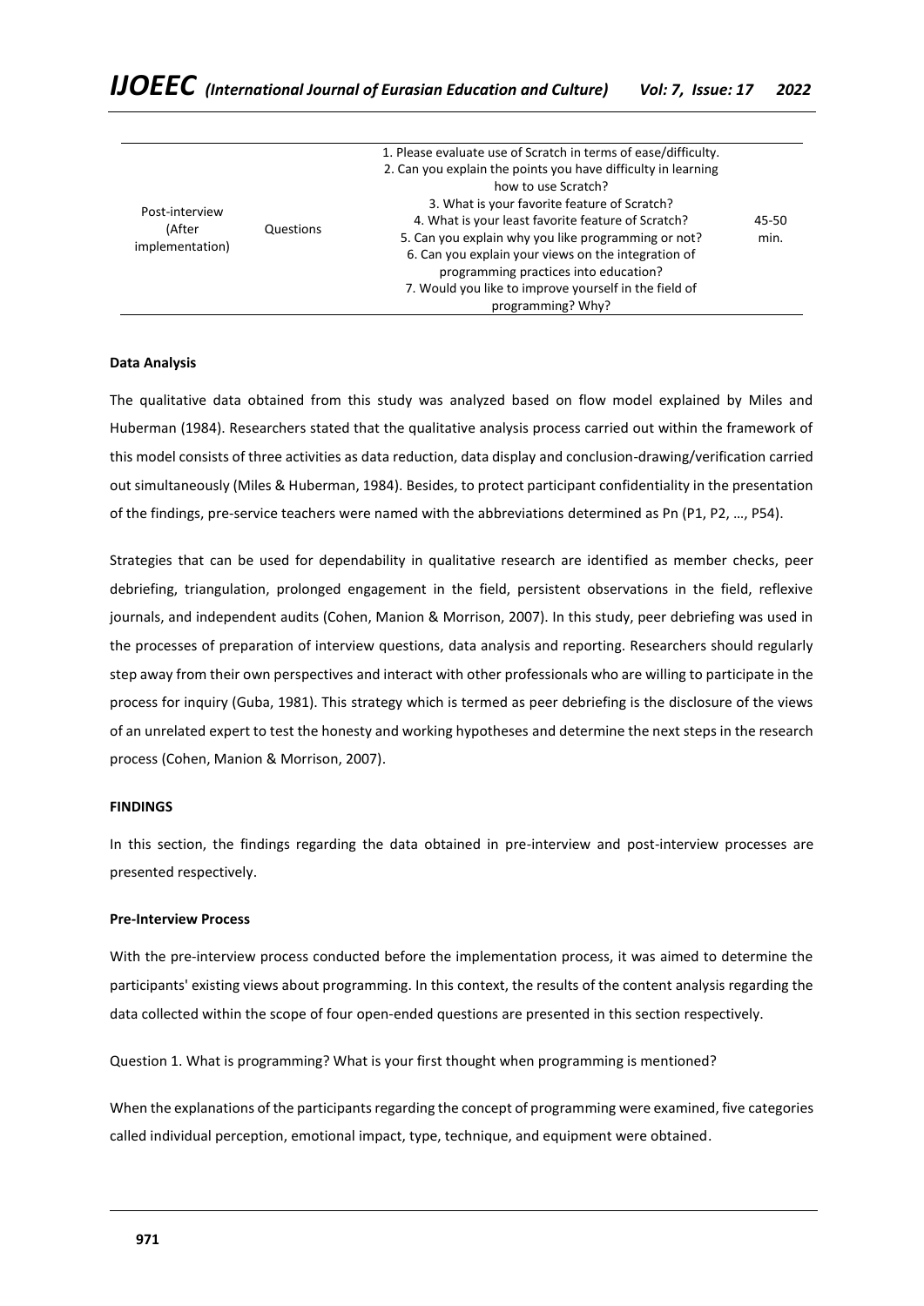| Post-interview (After implementation) | Questions | 1. Please evaluate use of Scratch in terms of ease/difficulty.<br>2. Can you explain the points you have difficulty in learning how to use Scratch?<br>3. What is your favorite feature of Scratch?<br>4. What is your least favorite feature of Scratch?<br>5. Can you explain why you like programming or not?<br>6. Can you explain your views on the integration of programming practices into education?<br>7. Would you like to improve yourself in the field of programming? Why? | 45-50 min. |
|---|---|---|---|

**Data Analysis**

The qualitative data obtained from this study was analyzed based on flow model explained by Miles and Huberman (1984). Researchers stated that the qualitative analysis process carried out within the framework of this model consists of three activities as data reduction, data display and conclusion-drawing/verification carried out simultaneously (Miles & Huberman, 1984). Besides, to protect participant confidentiality in the presentation of the findings, pre-service teachers were named with the abbreviations determined as Pn (P1, P2, …, P54).

Strategies that can be used for dependability in qualitative research are identified as member checks, peer debriefing, triangulation, prolonged engagement in the field, persistent observations in the field, reflexive journals, and independent audits (Cohen, Manion & Morrison, 2007). In this study, peer debriefing was used in the processes of preparation of interview questions, data analysis and reporting. Researchers should regularly step away from their own perspectives and interact with other professionals who are willing to participate in the process for inquiry (Guba, 1981). This strategy which is termed as peer debriefing is the disclosure of the views of an unrelated expert to test the honesty and working hypotheses and determine the next steps in the research process (Cohen, Manion & Morrison, 2007).

## FINDINGS

In this section, the findings regarding the data obtained in pre-interview and post-interview processes are presented respectively.

**Pre-Interview Process**

With the pre-interview process conducted before the implementation process, it was aimed to determine the participants' existing views about programming. In this context, the results of the content analysis regarding the data collected within the scope of four open-ended questions are presented in this section respectively.

Question 1. What is programming? What is your first thought when programming is mentioned?

When the explanations of the participants regarding the concept of programming were examined, five categories called individual perception, emotional impact, type, technique, and equipment were obtained.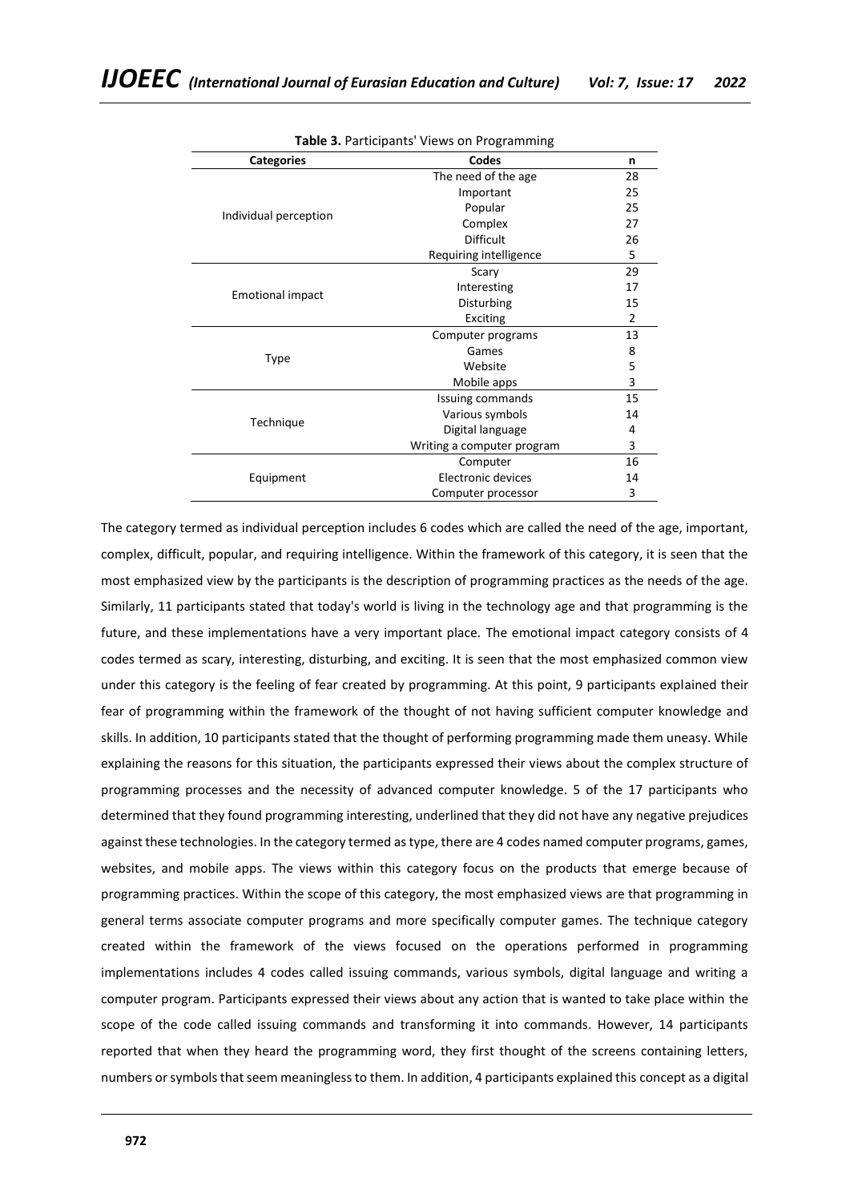**Table 3.** Participants' Views on Programming

| Categories | Codes | n |
|---|---|---|
| Individual perception | The need of the age | 28 |
| | Important | 25 |
| | Popular | 25 |
| | Complex | 27 |
| | Difficult | 26 |
| | Requiring intelligence | 5 |
| Emotional impact | Scary | 29 |
| | Interesting | 17 |
| | Disturbing | 15 |
| | Exciting | 2 |
| Type | Computer programs | 13 |
| | Games | 8 |
| | Website | 5 |
| | Mobile apps | 3 |
| Technique | Issuing commands | 15 |
| | Various symbols | 14 |
| | Digital language | 4 |
| | Writing a computer program | 3 |
| Equipment | Computer | 16 |
| | Electronic devices | 14 |
| | Computer processor | 3 |

The category termed as individual perception includes 6 codes which are called the need of the age, important, complex, difficult, popular, and requiring intelligence. Within the framework of this category, it is seen that the most emphasized view by the participants is the description of programming practices as the needs of the age. Similarly, 11 participants stated that today's world is living in the technology age and that programming is the future, and these implementations have a very important place. The emotional impact category consists of 4 codes termed as scary, interesting, disturbing, and exciting. It is seen that the most emphasized common view under this category is the feeling of fear created by programming. At this point, 9 participants explained their fear of programming within the framework of the thought of not having sufficient computer knowledge and skills. In addition, 10 participants stated that the thought of performing programming made them uneasy. While explaining the reasons for this situation, the participants expressed their views about the complex structure of programming processes and the necessity of advanced computer knowledge. 5 of the 17 participants who determined that they found programming interesting, underlined that they did not have any negative prejudices against these technologies. In the category termed as type, there are 4 codes named computer programs, games, websites, and mobile apps. The views within this category focus on the products that emerge because of programming practices. Within the scope of this category, the most emphasized views are that programming in general terms associate computer programs and more specifically computer games. The technique category created within the framework of the views focused on the operations performed in programming implementations includes 4 codes called issuing commands, various symbols, digital language and writing a computer program. Participants expressed their views about any action that is wanted to take place within the scope of the code called issuing commands and transforming it into commands. However, 14 participants reported that when they heard the programming word, they first thought of the screens containing letters, numbers or symbols that seem meaningless to them. In addition, 4 participants explained this concept as a digital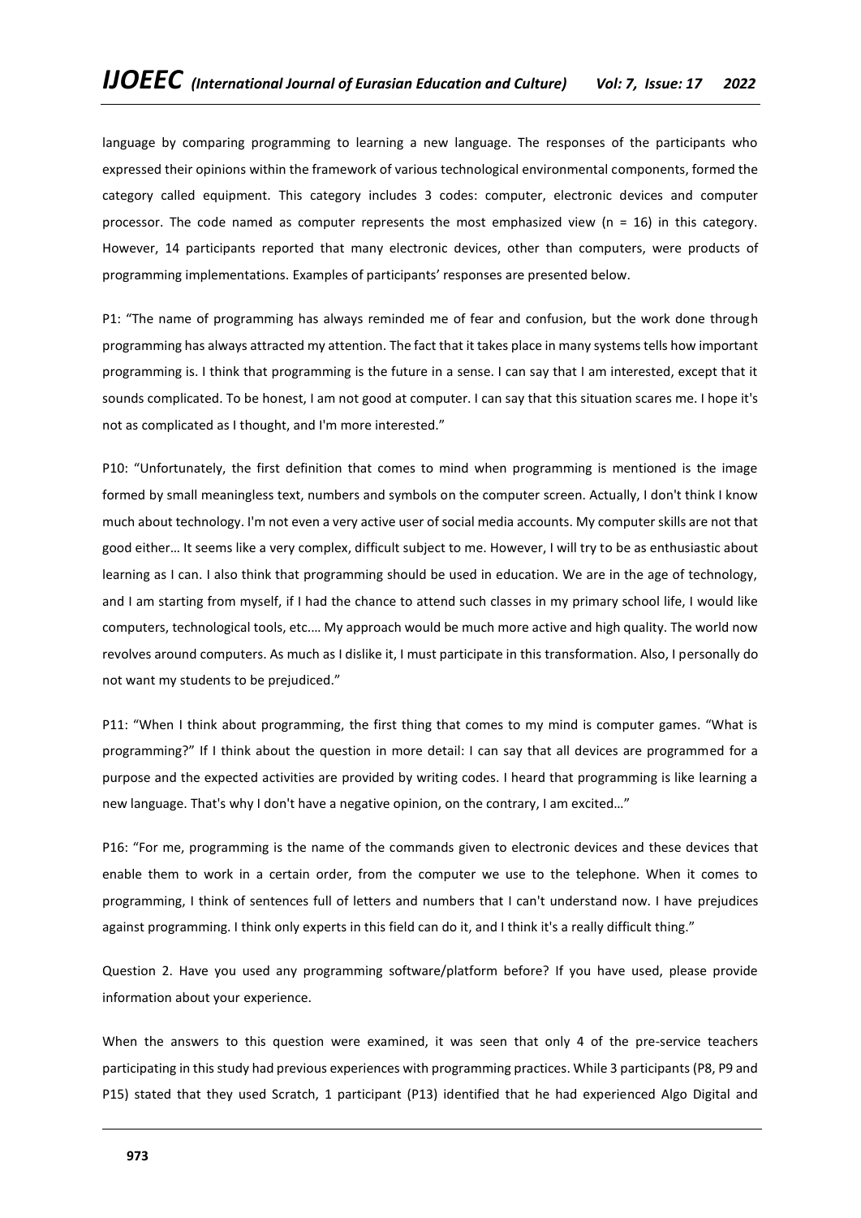language by comparing programming to learning a new language. The responses of the participants who expressed their opinions within the framework of various technological environmental components, formed the category called equipment. This category includes 3 codes: computer, electronic devices and computer processor. The code named as computer represents the most emphasized view (n = 16) in this category. However, 14 participants reported that many electronic devices, other than computers, were products of programming implementations. Examples of participants' responses are presented below.

P1: "The name of programming has always reminded me of fear and confusion, but the work done through programming has always attracted my attention. The fact that it takes place in many systems tells how important programming is. I think that programming is the future in a sense. I can say that I am interested, except that it sounds complicated. To be honest, I am not good at computer. I can say that this situation scares me. I hope it's not as complicated as I thought, and I'm more interested."

P10: "Unfortunately, the first definition that comes to mind when programming is mentioned is the image formed by small meaningless text, numbers and symbols on the computer screen. Actually, I don't think I know much about technology. I'm not even a very active user of social media accounts. My computer skills are not that good either… It seems like a very complex, difficult subject to me. However, I will try to be as enthusiastic about learning as I can. I also think that programming should be used in education. We are in the age of technology, and I am starting from myself, if I had the chance to attend such classes in my primary school life, I would like computers, technological tools, etc.… My approach would be much more active and high quality. The world now revolves around computers. As much as I dislike it, I must participate in this transformation. Also, I personally do not want my students to be prejudiced."

P11: "When I think about programming, the first thing that comes to my mind is computer games. "What is programming?" If I think about the question in more detail: I can say that all devices are programmed for a purpose and the expected activities are provided by writing codes. I heard that programming is like learning a new language. That's why I don't have a negative opinion, on the contrary, I am excited…"

P16: "For me, programming is the name of the commands given to electronic devices and these devices that enable them to work in a certain order, from the computer we use to the telephone. When it comes to programming, I think of sentences full of letters and numbers that I can't understand now. I have prejudices against programming. I think only experts in this field can do it, and I think it's a really difficult thing."

Question 2. Have you used any programming software/platform before? If you have used, please provide information about your experience.

When the answers to this question were examined, it was seen that only 4 of the pre-service teachers participating in this study had previous experiences with programming practices. While 3 participants (P8, P9 and P15) stated that they used Scratch, 1 participant (P13) identified that he had experienced Algo Digital and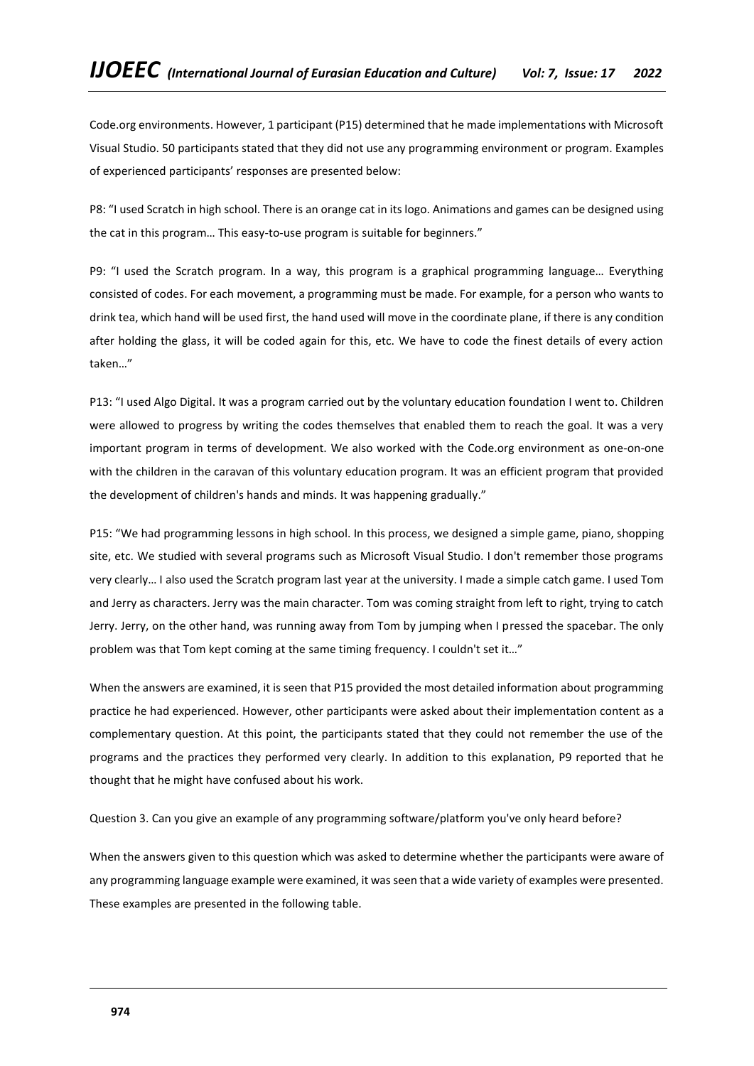Code.org environments. However, 1 participant (P15) determined that he made implementations with Microsoft Visual Studio. 50 participants stated that they did not use any programming environment or program. Examples of experienced participants' responses are presented below:

P8: "I used Scratch in high school. There is an orange cat in its logo. Animations and games can be designed using the cat in this program… This easy-to-use program is suitable for beginners."

P9: "I used the Scratch program. In a way, this program is a graphical programming language… Everything consisted of codes. For each movement, a programming must be made. For example, for a person who wants to drink tea, which hand will be used first, the hand used will move in the coordinate plane, if there is any condition after holding the glass, it will be coded again for this, etc. We have to code the finest details of every action taken…"

P13: "I used Algo Digital. It was a program carried out by the voluntary education foundation I went to. Children were allowed to progress by writing the codes themselves that enabled them to reach the goal. It was a very important program in terms of development. We also worked with the Code.org environment as one-on-one with the children in the caravan of this voluntary education program. It was an efficient program that provided the development of children's hands and minds. It was happening gradually."

P15: "We had programming lessons in high school. In this process, we designed a simple game, piano, shopping site, etc. We studied with several programs such as Microsoft Visual Studio. I don't remember those programs very clearly… I also used the Scratch program last year at the university. I made a simple catch game. I used Tom and Jerry as characters. Jerry was the main character. Tom was coming straight from left to right, trying to catch Jerry. Jerry, on the other hand, was running away from Tom by jumping when I pressed the spacebar. The only problem was that Tom kept coming at the same timing frequency. I couldn't set it…"

When the answers are examined, it is seen that P15 provided the most detailed information about programming practice he had experienced. However, other participants were asked about their implementation content as a complementary question. At this point, the participants stated that they could not remember the use of the programs and the practices they performed very clearly. In addition to this explanation, P9 reported that he thought that he might have confused about his work.

Question 3. Can you give an example of any programming software/platform you've only heard before?

When the answers given to this question which was asked to determine whether the participants were aware of any programming language example were examined, it was seen that a wide variety of examples were presented. These examples are presented in the following table.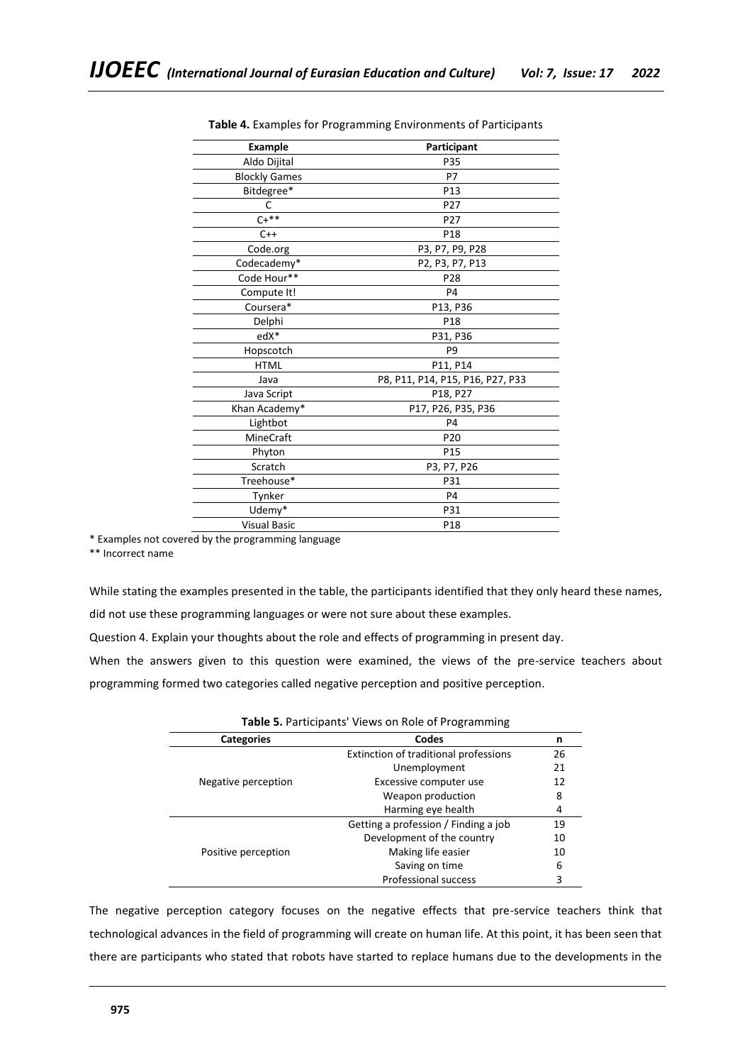**Table 4.** Examples for Programming Environments of Participants

| Example | Participant |
|---|---|
| Aldo Dijital | P35 |
| Blockly Games | P7 |
| Bitdegree* | P13 |
| C | P27 |
| C+** | P27 |
| C++ | P18 |
| Code.org | P3, P7, P9, P28 |
| Codecademy* | P2, P3, P7, P13 |
| Code Hour** | P28 |
| Compute It! | P4 |
| Coursera* | P13, P36 |
| Delphi | P18 |
| edX* | P31, P36 |
| Hopscotch | P9 |
| HTML | P11, P14 |
| Java | P8, P11, P14, P15, P16, P27, P33 |
| Java Script | P18, P27 |
| Khan Academy* | P17, P26, P35, P36 |
| Lightbot | P4 |
| MineCraft | P20 |
| Phyton | P15 |
| Scratch | P3, P7, P26 |
| Treehouse* | P31 |
| Tynker | P4 |
| Udemy* | P31 |
| Visual Basic | P18 |

* Examples not covered by the programming language

** Incorrect name

While stating the examples presented in the table, the participants identified that they only heard these names, did not use these programming languages or were not sure about these examples.

Question 4. Explain your thoughts about the role and effects of programming in present day.

When the answers given to this question were examined, the views of the pre-service teachers about programming formed two categories called negative perception and positive perception.

**Table 5.** Participants' Views on Role of Programming

| Categories | Codes | n |
|---|---|---|
| Negative perception | Extinction of traditional professions | 26 |
| | Unemployment | 21 |
| | Excessive computer use | 12 |
| | Weapon production | 8 |
| | Harming eye health | 4 |
| Positive perception | Getting a profession / Finding a job | 19 |
| | Development of the country | 10 |
| | Making life easier | 10 |
| | Saving on time | 6 |
| | Professional success | 3 |

The negative perception category focuses on the negative effects that pre-service teachers think that technological advances in the field of programming will create on human life. At this point, it has been seen that there are participants who stated that robots have started to replace humans due to the developments in the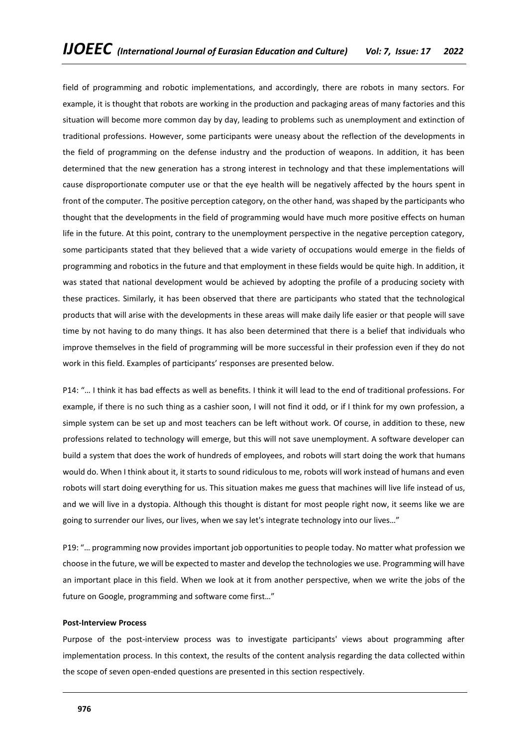field of programming and robotic implementations, and accordingly, there are robots in many sectors. For example, it is thought that robots are working in the production and packaging areas of many factories and this situation will become more common day by day, leading to problems such as unemployment and extinction of traditional professions. However, some participants were uneasy about the reflection of the developments in the field of programming on the defense industry and the production of weapons. In addition, it has been determined that the new generation has a strong interest in technology and that these implementations will cause disproportionate computer use or that the eye health will be negatively affected by the hours spent in front of the computer. The positive perception category, on the other hand, was shaped by the participants who thought that the developments in the field of programming would have much more positive effects on human life in the future. At this point, contrary to the unemployment perspective in the negative perception category, some participants stated that they believed that a wide variety of occupations would emerge in the fields of programming and robotics in the future and that employment in these fields would be quite high. In addition, it was stated that national development would be achieved by adopting the profile of a producing society with these practices. Similarly, it has been observed that there are participants who stated that the technological products that will arise with the developments in these areas will make daily life easier or that people will save time by not having to do many things. It has also been determined that there is a belief that individuals who improve themselves in the field of programming will be more successful in their profession even if they do not work in this field. Examples of participants' responses are presented below.

P14: "… I think it has bad effects as well as benefits. I think it will lead to the end of traditional professions. For example, if there is no such thing as a cashier soon, I will not find it odd, or if I think for my own profession, a simple system can be set up and most teachers can be left without work. Of course, in addition to these, new professions related to technology will emerge, but this will not save unemployment. A software developer can build a system that does the work of hundreds of employees, and robots will start doing the work that humans would do. When I think about it, it starts to sound ridiculous to me, robots will work instead of humans and even robots will start doing everything for us. This situation makes me guess that machines will live life instead of us, and we will live in a dystopia. Although this thought is distant for most people right now, it seems like we are going to surrender our lives, our lives, when we say let's integrate technology into our lives…"

P19: "… programming now provides important job opportunities to people today. No matter what profession we choose in the future, we will be expected to master and develop the technologies we use. Programming will have an important place in this field. When we look at it from another perspective, when we write the jobs of the future on Google, programming and software come first…"

**Post-Interview Process**

Purpose of the post-interview process was to investigate participants' views about programming after implementation process. In this context, the results of the content analysis regarding the data collected within the scope of seven open-ended questions are presented in this section respectively.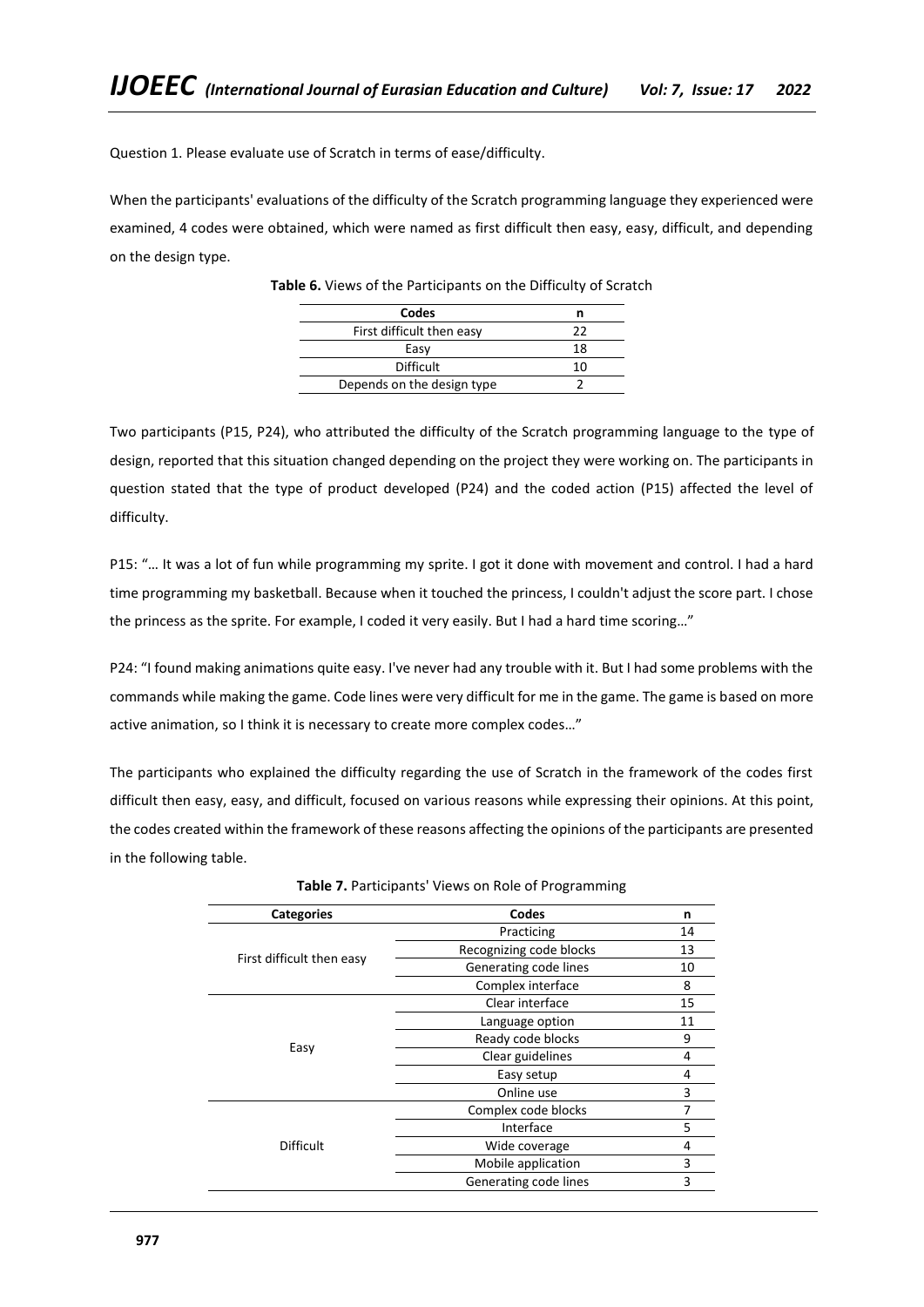Question 1. Please evaluate use of Scratch in terms of ease/difficulty.

When the participants' evaluations of the difficulty of the Scratch programming language they experienced were examined, 4 codes were obtained, which were named as first difficult then easy, easy, difficult, and depending on the design type.

**Table 6.** Views of the Participants on the Difficulty of Scratch

| Codes | n |
|---|---|
| First difficult then easy | 22 |
| Easy | 18 |
| Difficult | 10 |
| Depends on the design type | 2 |

Two participants (P15, P24), who attributed the difficulty of the Scratch programming language to the type of design, reported that this situation changed depending on the project they were working on. The participants in question stated that the type of product developed (P24) and the coded action (P15) affected the level of difficulty.

P15: "… It was a lot of fun while programming my sprite. I got it done with movement and control. I had a hard time programming my basketball. Because when it touched the princess, I couldn't adjust the score part. I chose the princess as the sprite. For example, I coded it very easily. But I had a hard time scoring…"

P24: "I found making animations quite easy. I've never had any trouble with it. But I had some problems with the commands while making the game. Code lines were very difficult for me in the game. The game is based on more active animation, so I think it is necessary to create more complex codes…"

The participants who explained the difficulty regarding the use of Scratch in the framework of the codes first difficult then easy, easy, and difficult, focused on various reasons while expressing their opinions. At this point, the codes created within the framework of these reasons affecting the opinions of the participants are presented in the following table.

**Table 7.** Participants' Views on Role of Programming

| Categories | Codes | n |
|---|---|---|
| First difficult then easy | Practicing | 14 |
| | Recognizing code blocks | 13 |
| | Generating code lines | 10 |
| | Complex interface | 8 |
| Easy | Clear interface | 15 |
| | Language option | 11 |
| | Ready code blocks | 9 |
| | Clear guidelines | 4 |
| | Easy setup | 4 |
| | Online use | 3 |
| Difficult | Complex code blocks | 7 |
| | Interface | 5 |
| | Wide coverage | 4 |
| | Mobile application | 3 |
| | Generating code lines | 3 |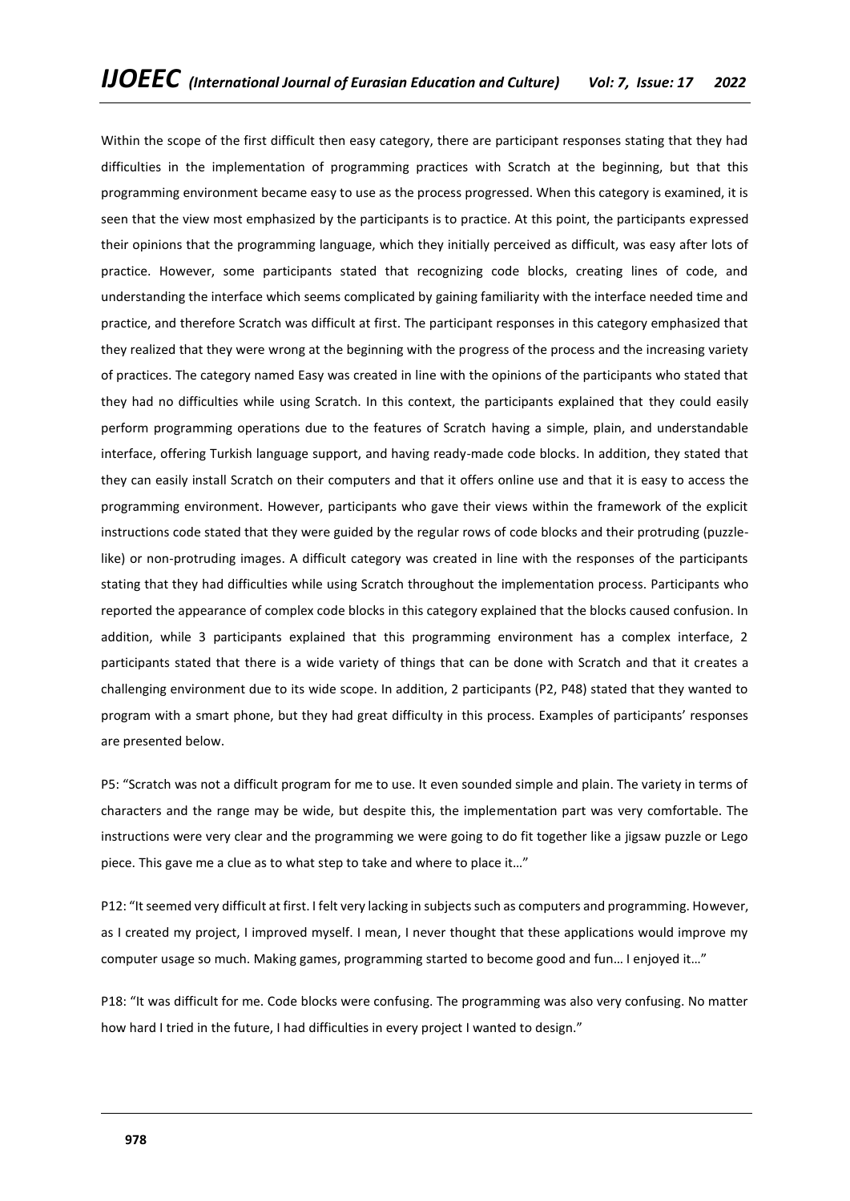Within the scope of the first difficult then easy category, there are participant responses stating that they had difficulties in the implementation of programming practices with Scratch at the beginning, but that this programming environment became easy to use as the process progressed. When this category is examined, it is seen that the view most emphasized by the participants is to practice. At this point, the participants expressed their opinions that the programming language, which they initially perceived as difficult, was easy after lots of practice. However, some participants stated that recognizing code blocks, creating lines of code, and understanding the interface which seems complicated by gaining familiarity with the interface needed time and practice, and therefore Scratch was difficult at first. The participant responses in this category emphasized that they realized that they were wrong at the beginning with the progress of the process and the increasing variety of practices. The category named Easy was created in line with the opinions of the participants who stated that they had no difficulties while using Scratch. In this context, the participants explained that they could easily perform programming operations due to the features of Scratch having a simple, plain, and understandable interface, offering Turkish language support, and having ready-made code blocks. In addition, they stated that they can easily install Scratch on their computers and that it offers online use and that it is easy to access the programming environment. However, participants who gave their views within the framework of the explicit instructions code stated that they were guided by the regular rows of code blocks and their protruding (puzzle-like) or non-protruding images. A difficult category was created in line with the responses of the participants stating that they had difficulties while using Scratch throughout the implementation process. Participants who reported the appearance of complex code blocks in this category explained that the blocks caused confusion. In addition, while 3 participants explained that this programming environment has a complex interface, 2 participants stated that there is a wide variety of things that can be done with Scratch and that it creates a challenging environment due to its wide scope. In addition, 2 participants (P2, P48) stated that they wanted to program with a smart phone, but they had great difficulty in this process. Examples of participants' responses are presented below.

P5: "Scratch was not a difficult program for me to use. It even sounded simple and plain. The variety in terms of characters and the range may be wide, but despite this, the implementation part was very comfortable. The instructions were very clear and the programming we were going to do fit together like a jigsaw puzzle or Lego piece. This gave me a clue as to what step to take and where to place it…"

P12: "It seemed very difficult at first. I felt very lacking in subjects such as computers and programming. However, as I created my project, I improved myself. I mean, I never thought that these applications would improve my computer usage so much. Making games, programming started to become good and fun… I enjoyed it…"

P18: "It was difficult for me. Code blocks were confusing. The programming was also very confusing. No matter how hard I tried in the future, I had difficulties in every project I wanted to design."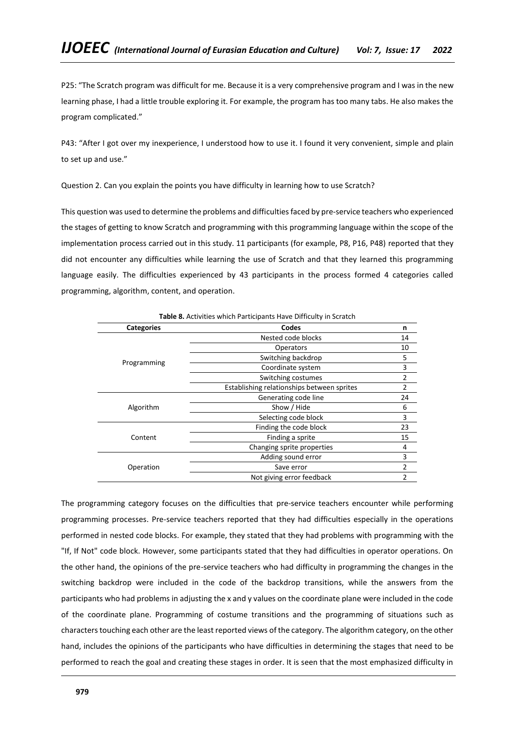P25: "The Scratch program was difficult for me. Because it is a very comprehensive program and I was in the new learning phase, I had a little trouble exploring it. For example, the program has too many tabs. He also makes the program complicated."

P43: "After I got over my inexperience, I understood how to use it. I found it very convenient, simple and plain to set up and use."

Question 2. Can you explain the points you have difficulty in learning how to use Scratch?

This question was used to determine the problems and difficulties faced by pre-service teachers who experienced the stages of getting to know Scratch and programming with this programming language within the scope of the implementation process carried out in this study. 11 participants (for example, P8, P16, P48) reported that they did not encounter any difficulties while learning the use of Scratch and that they learned this programming language easily. The difficulties experienced by 43 participants in the process formed 4 categories called programming, algorithm, content, and operation.

**Table 8.** Activities which Participants Have Difficulty in Scratch

| Categories | Codes | n |
|---|---|---|
| Programming | Nested code blocks | 14 |
| | Operators | 10 |
| | Switching backdrop | 5 |
| | Coordinate system | 3 |
| | Switching costumes | 2 |
| | Establishing relationships between sprites | 2 |
| Algorithm | Generating code line | 24 |
| | Show / Hide | 6 |
| | Selecting code block | 3 |
| Content | Finding the code block | 23 |
| | Finding a sprite | 15 |
| | Changing sprite properties | 4 |
| Operation | Adding sound error | 3 |
| | Save error | 2 |
| | Not giving error feedback | 2 |

The programming category focuses on the difficulties that pre-service teachers encounter while performing programming processes. Pre-service teachers reported that they had difficulties especially in the operations performed in nested code blocks. For example, they stated that they had problems with programming with the "If, If Not" code block. However, some participants stated that they had difficulties in operator operations. On the other hand, the opinions of the pre-service teachers who had difficulty in programming the changes in the switching backdrop were included in the code of the backdrop transitions, while the answers from the participants who had problems in adjusting the x and y values on the coordinate plane were included in the code of the coordinate plane. Programming of costume transitions and the programming of situations such as characters touching each other are the least reported views of the category. The algorithm category, on the other hand, includes the opinions of the participants who have difficulties in determining the stages that need to be performed to reach the goal and creating these stages in order. It is seen that the most emphasized difficulty in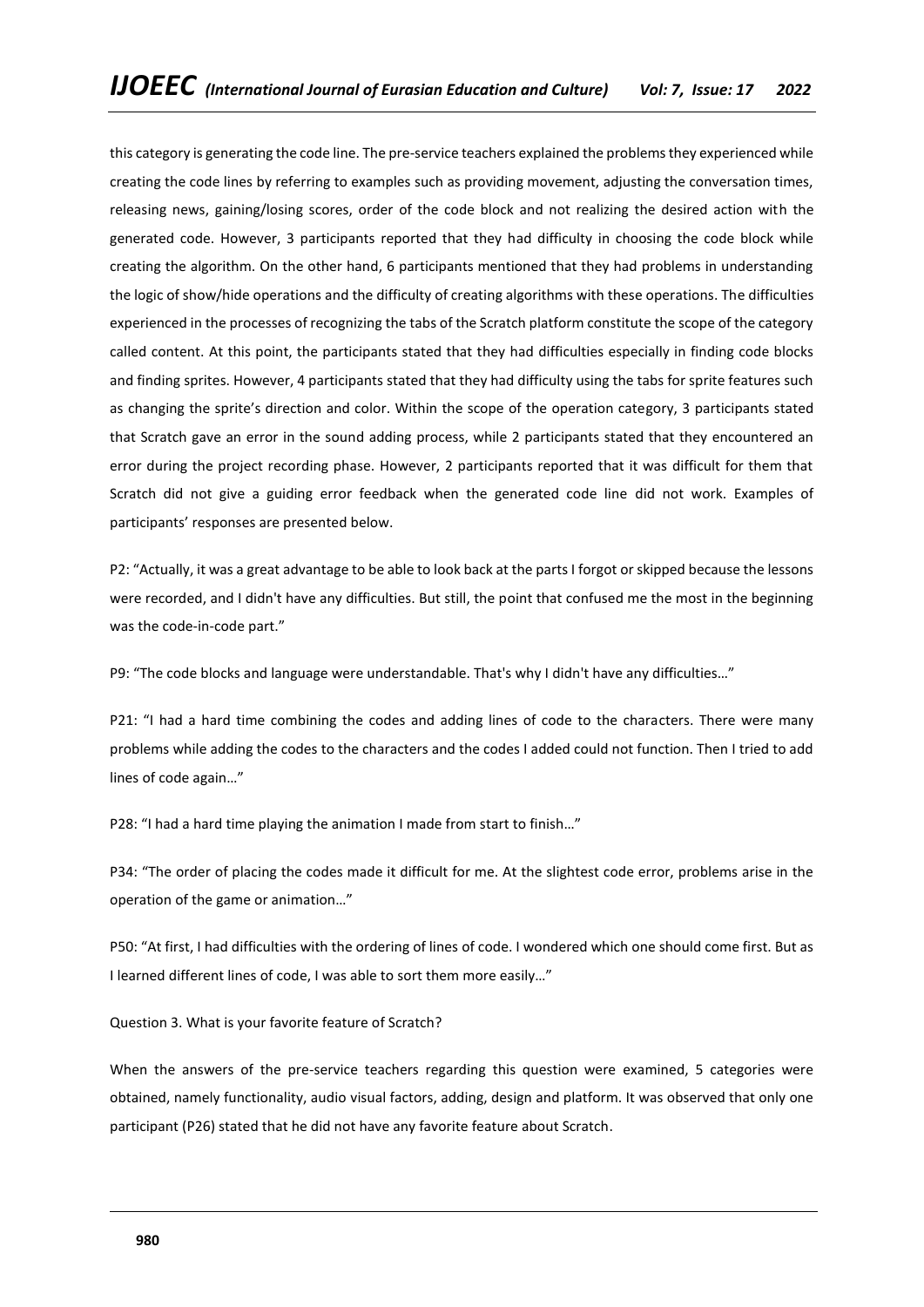this category is generating the code line. The pre-service teachers explained the problems they experienced while creating the code lines by referring to examples such as providing movement, adjusting the conversation times, releasing news, gaining/losing scores, order of the code block and not realizing the desired action with the generated code. However, 3 participants reported that they had difficulty in choosing the code block while creating the algorithm. On the other hand, 6 participants mentioned that they had problems in understanding the logic of show/hide operations and the difficulty of creating algorithms with these operations. The difficulties experienced in the processes of recognizing the tabs of the Scratch platform constitute the scope of the category called content. At this point, the participants stated that they had difficulties especially in finding code blocks and finding sprites. However, 4 participants stated that they had difficulty using the tabs for sprite features such as changing the sprite's direction and color. Within the scope of the operation category, 3 participants stated that Scratch gave an error in the sound adding process, while 2 participants stated that they encountered an error during the project recording phase. However, 2 participants reported that it was difficult for them that Scratch did not give a guiding error feedback when the generated code line did not work. Examples of participants' responses are presented below.

P2: "Actually, it was a great advantage to be able to look back at the parts I forgot or skipped because the lessons were recorded, and I didn't have any difficulties. But still, the point that confused me the most in the beginning was the code-in-code part."

P9: "The code blocks and language were understandable. That's why I didn't have any difficulties…"

P21: "I had a hard time combining the codes and adding lines of code to the characters. There were many problems while adding the codes to the characters and the codes I added could not function. Then I tried to add lines of code again…"

P28: "I had a hard time playing the animation I made from start to finish…"

P34: "The order of placing the codes made it difficult for me. At the slightest code error, problems arise in the operation of the game or animation…"

P50: "At first, I had difficulties with the ordering of lines of code. I wondered which one should come first. But as I learned different lines of code, I was able to sort them more easily…"

Question 3. What is your favorite feature of Scratch?

When the answers of the pre-service teachers regarding this question were examined, 5 categories were obtained, namely functionality, audio visual factors, adding, design and platform. It was observed that only one participant (P26) stated that he did not have any favorite feature about Scratch.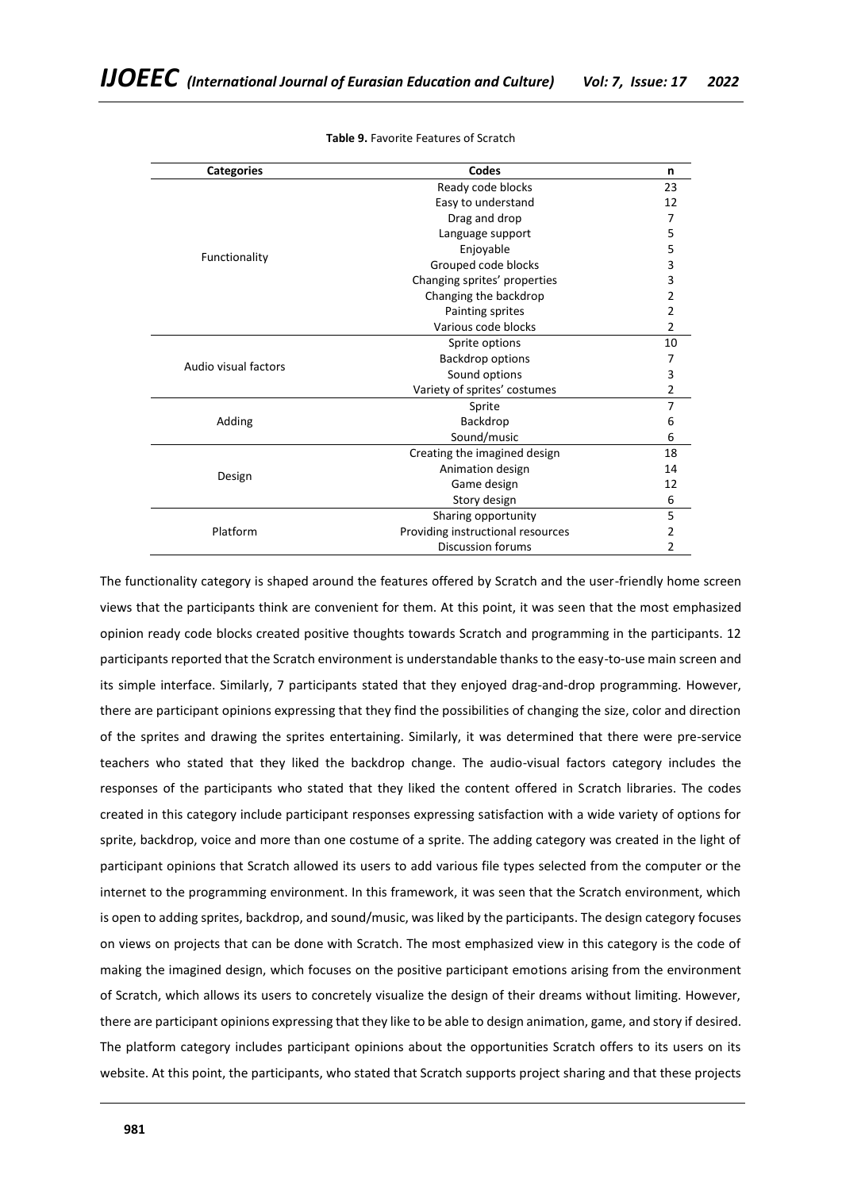**Table 9.** Favorite Features of Scratch

| Categories | Codes | n |
|---|---|---|
| Functionality | Ready code blocks | 23 |
| | Easy to understand | 12 |
| | Drag and drop | 7 |
| | Language support | 5 |
| | Enjoyable | 5 |
| | Grouped code blocks | 3 |
| | Changing sprites' properties | 3 |
| | Changing the backdrop | 2 |
| | Painting sprites | 2 |
| | Various code blocks | 2 |
| Audio visual factors | Sprite options | 10 |
| | Backdrop options | 7 |
| | Sound options | 3 |
| | Variety of sprites' costumes | 2 |
| Adding | Sprite | 7 |
| | Backdrop | 6 |
| | Sound/music | 6 |
| Design | Creating the imagined design | 18 |
| | Animation design | 14 |
| | Game design | 12 |
| | Story design | 6 |
| Platform | Sharing opportunity | 5 |
| | Providing instructional resources | 2 |
| | Discussion forums | 2 |

The functionality category is shaped around the features offered by Scratch and the user-friendly home screen views that the participants think are convenient for them. At this point, it was seen that the most emphasized opinion ready code blocks created positive thoughts towards Scratch and programming in the participants. 12 participants reported that the Scratch environment is understandable thanks to the easy-to-use main screen and its simple interface. Similarly, 7 participants stated that they enjoyed drag-and-drop programming. However, there are participant opinions expressing that they find the possibilities of changing the size, color and direction of the sprites and drawing the sprites entertaining. Similarly, it was determined that there were pre-service teachers who stated that they liked the backdrop change. The audio-visual factors category includes the responses of the participants who stated that they liked the content offered in Scratch libraries. The codes created in this category include participant responses expressing satisfaction with a wide variety of options for sprite, backdrop, voice and more than one costume of a sprite. The adding category was created in the light of participant opinions that Scratch allowed its users to add various file types selected from the computer or the internet to the programming environment. In this framework, it was seen that the Scratch environment, which is open to adding sprites, backdrop, and sound/music, was liked by the participants. The design category focuses on views on projects that can be done with Scratch. The most emphasized view in this category is the code of making the imagined design, which focuses on the positive participant emotions arising from the environment of Scratch, which allows its users to concretely visualize the design of their dreams without limiting. However, there are participant opinions expressing that they like to be able to design animation, game, and story if desired. The platform category includes participant opinions about the opportunities Scratch offers to its users on its website. At this point, the participants, who stated that Scratch supports project sharing and that these projects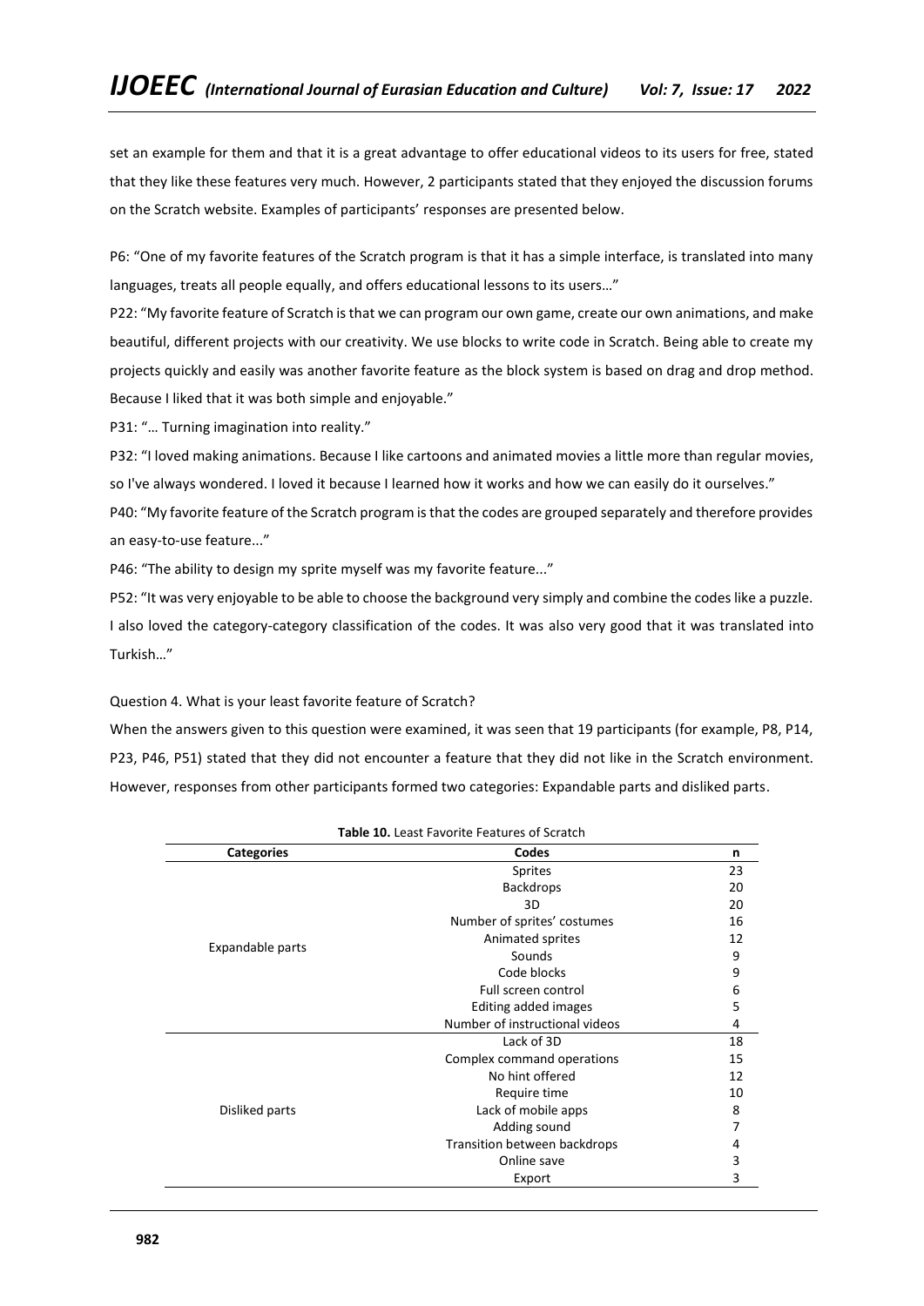set an example for them and that it is a great advantage to offer educational videos to its users for free, stated that they like these features very much. However, 2 participants stated that they enjoyed the discussion forums on the Scratch website. Examples of participants' responses are presented below.

P6: "One of my favorite features of the Scratch program is that it has a simple interface, is translated into many languages, treats all people equally, and offers educational lessons to its users…"

P22: "My favorite feature of Scratch is that we can program our own game, create our own animations, and make beautiful, different projects with our creativity. We use blocks to write code in Scratch. Being able to create my projects quickly and easily was another favorite feature as the block system is based on drag and drop method. Because I liked that it was both simple and enjoyable."

P31: "… Turning imagination into reality."

P32: "I loved making animations. Because I like cartoons and animated movies a little more than regular movies, so I've always wondered. I loved it because I learned how it works and how we can easily do it ourselves."

P40: "My favorite feature of the Scratch program is that the codes are grouped separately and therefore provides an easy-to-use feature..."

P46: "The ability to design my sprite myself was my favorite feature..."

P52: "It was very enjoyable to be able to choose the background very simply and combine the codes like a puzzle. I also loved the category-category classification of the codes. It was also very good that it was translated into Turkish…"

Question 4. What is your least favorite feature of Scratch?

When the answers given to this question were examined, it was seen that 19 participants (for example, P8, P14, P23, P46, P51) stated that they did not encounter a feature that they did not like in the Scratch environment. However, responses from other participants formed two categories: Expandable parts and disliked parts.

**Table 10.** Least Favorite Features of Scratch

| Categories | Codes | n |
|---|---|---|
| Expandable parts | Sprites | 23 |
| | Backdrops | 20 |
| | 3D | 20 |
| | Number of sprites' costumes | 16 |
| | Animated sprites | 12 |
| | Sounds | 9 |
| | Code blocks | 9 |
| | Full screen control | 6 |
| | Editing added images | 5 |
| | Number of instructional videos | 4 |
| Disliked parts | Lack of 3D | 18 |
| | Complex command operations | 15 |
| | No hint offered | 12 |
| | Require time | 10 |
| | Lack of mobile apps | 8 |
| | Adding sound | 7 |
| | Transition between backdrops | 4 |
| | Online save | 3 |
| | Export | 3 |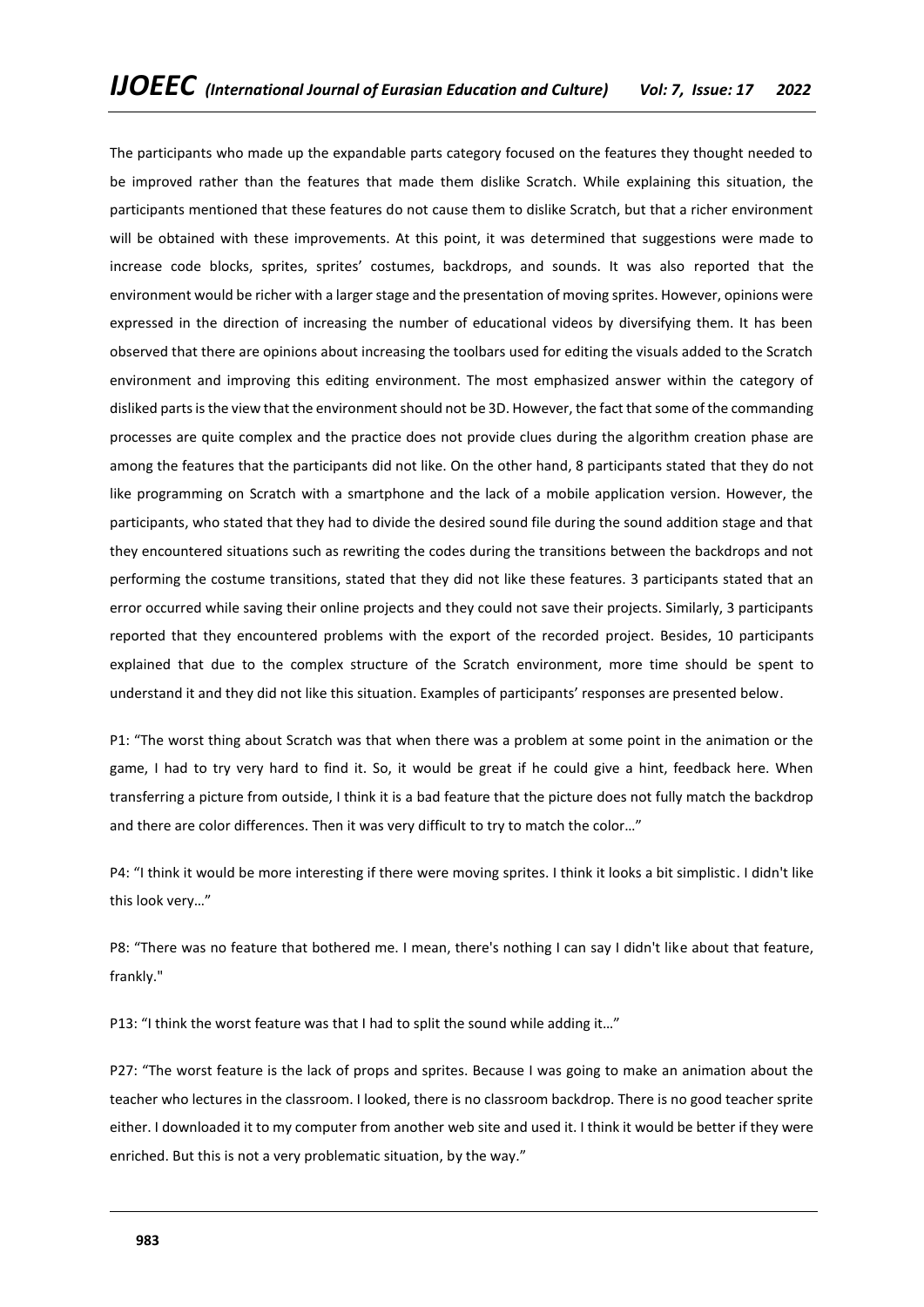The participants who made up the expandable parts category focused on the features they thought needed to be improved rather than the features that made them dislike Scratch. While explaining this situation, the participants mentioned that these features do not cause them to dislike Scratch, but that a richer environment will be obtained with these improvements. At this point, it was determined that suggestions were made to increase code blocks, sprites, sprites' costumes, backdrops, and sounds. It was also reported that the environment would be richer with a larger stage and the presentation of moving sprites. However, opinions were expressed in the direction of increasing the number of educational videos by diversifying them. It has been observed that there are opinions about increasing the toolbars used for editing the visuals added to the Scratch environment and improving this editing environment. The most emphasized answer within the category of disliked parts is the view that the environment should not be 3D. However, the fact that some of the commanding processes are quite complex and the practice does not provide clues during the algorithm creation phase are among the features that the participants did not like. On the other hand, 8 participants stated that they do not like programming on Scratch with a smartphone and the lack of a mobile application version. However, the participants, who stated that they had to divide the desired sound file during the sound addition stage and that they encountered situations such as rewriting the codes during the transitions between the backdrops and not performing the costume transitions, stated that they did not like these features. 3 participants stated that an error occurred while saving their online projects and they could not save their projects. Similarly, 3 participants reported that they encountered problems with the export of the recorded project. Besides, 10 participants explained that due to the complex structure of the Scratch environment, more time should be spent to understand it and they did not like this situation. Examples of participants' responses are presented below.

P1: "The worst thing about Scratch was that when there was a problem at some point in the animation or the game, I had to try very hard to find it. So, it would be great if he could give a hint, feedback here. When transferring a picture from outside, I think it is a bad feature that the picture does not fully match the backdrop and there are color differences. Then it was very difficult to try to match the color…"

P4: "I think it would be more interesting if there were moving sprites. I think it looks a bit simplistic. I didn't like this look very…"

P8: "There was no feature that bothered me. I mean, there's nothing I can say I didn't like about that feature, frankly."

P13: "I think the worst feature was that I had to split the sound while adding it…"

P27: "The worst feature is the lack of props and sprites. Because I was going to make an animation about the teacher who lectures in the classroom. I looked, there is no classroom backdrop. There is no good teacher sprite either. I downloaded it to my computer from another web site and used it. I think it would be better if they were enriched. But this is not a very problematic situation, by the way."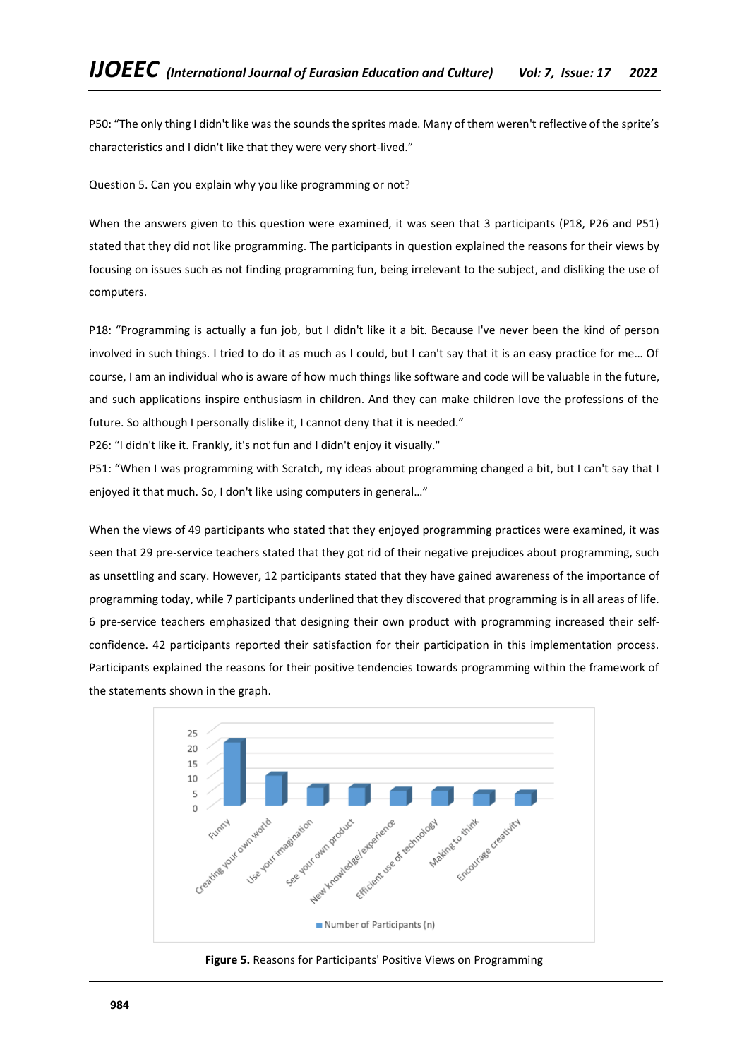P50: "The only thing I didn't like was the sounds the sprites made. Many of them weren't reflective of the sprite's characteristics and I didn't like that they were very short-lived."

Question 5. Can you explain why you like programming or not?

When the answers given to this question were examined, it was seen that 3 participants (P18, P26 and P51) stated that they did not like programming. The participants in question explained the reasons for their views by focusing on issues such as not finding programming fun, being irrelevant to the subject, and disliking the use of computers.

P18: "Programming is actually a fun job, but I didn't like it a bit. Because I've never been the kind of person involved in such things. I tried to do it as much as I could, but I can't say that it is an easy practice for me… Of course, I am an individual who is aware of how much things like software and code will be valuable in the future, and such applications inspire enthusiasm in children. And they can make children love the professions of the future. So although I personally dislike it, I cannot deny that it is needed."

P26: "I didn't like it. Frankly, it's not fun and I didn't enjoy it visually."

P51: "When I was programming with Scratch, my ideas about programming changed a bit, but I can't say that I enjoyed it that much. So, I don't like using computers in general…"

When the views of 49 participants who stated that they enjoyed programming practices were examined, it was seen that 29 pre-service teachers stated that they got rid of their negative prejudices about programming, such as unsettling and scary. However, 12 participants stated that they have gained awareness of the importance of programming today, while 7 participants underlined that they discovered that programming is in all areas of life. 6 pre-service teachers emphasized that designing their own product with programming increased their self-confidence. 42 participants reported their satisfaction for their participation in this implementation process. Participants explained the reasons for their positive tendencies towards programming within the framework of the statements shown in the graph.

**Figure 5.** Reasons for Participants' Positive Views on Programming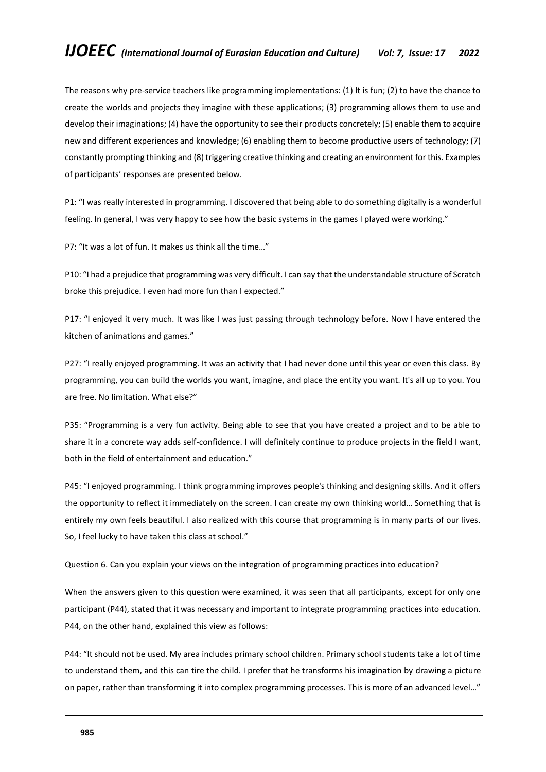The reasons why pre-service teachers like programming implementations: (1) It is fun; (2) to have the chance to create the worlds and projects they imagine with these applications; (3) programming allows them to use and develop their imaginations; (4) have the opportunity to see their products concretely; (5) enable them to acquire new and different experiences and knowledge; (6) enabling them to become productive users of technology; (7) constantly prompting thinking and (8) triggering creative thinking and creating an environment for this. Examples of participants' responses are presented below.

P1: "I was really interested in programming. I discovered that being able to do something digitally is a wonderful feeling. In general, I was very happy to see how the basic systems in the games I played were working."

P7: "It was a lot of fun. It makes us think all the time…"

P10: "I had a prejudice that programming was very difficult. I can say that the understandable structure of Scratch broke this prejudice. I even had more fun than I expected."

P17: "I enjoyed it very much. It was like I was just passing through technology before. Now I have entered the kitchen of animations and games."

P27: "I really enjoyed programming. It was an activity that I had never done until this year or even this class. By programming, you can build the worlds you want, imagine, and place the entity you want. It's all up to you. You are free. No limitation. What else?"

P35: "Programming is a very fun activity. Being able to see that you have created a project and to be able to share it in a concrete way adds self-confidence. I will definitely continue to produce projects in the field I want, both in the field of entertainment and education."

P45: "I enjoyed programming. I think programming improves people's thinking and designing skills. And it offers the opportunity to reflect it immediately on the screen. I can create my own thinking world… Something that is entirely my own feels beautiful. I also realized with this course that programming is in many parts of our lives. So, I feel lucky to have taken this class at school."

Question 6. Can you explain your views on the integration of programming practices into education?

When the answers given to this question were examined, it was seen that all participants, except for only one participant (P44), stated that it was necessary and important to integrate programming practices into education. P44, on the other hand, explained this view as follows:

P44: "It should not be used. My area includes primary school children. Primary school students take a lot of time to understand them, and this can tire the child. I prefer that he transforms his imagination by drawing a picture on paper, rather than transforming it into complex programming processes. This is more of an advanced level…"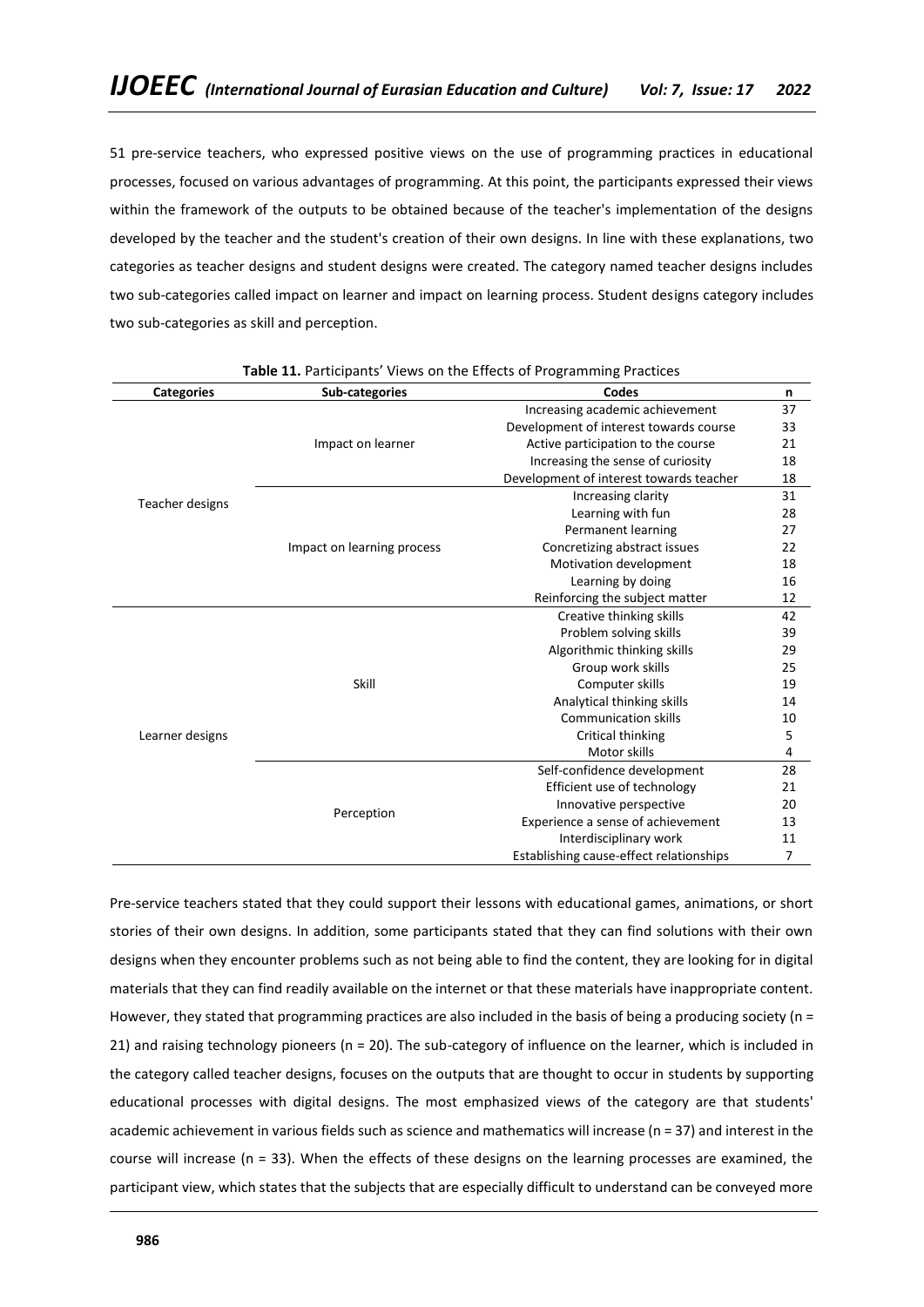51 pre-service teachers, who expressed positive views on the use of programming practices in educational processes, focused on various advantages of programming. At this point, the participants expressed their views within the framework of the outputs to be obtained because of the teacher's implementation of the designs developed by the teacher and the student's creation of their own designs. In line with these explanations, two categories as teacher designs and student designs were created. The category named teacher designs includes two sub-categories called impact on learner and impact on learning process. Student designs category includes two sub-categories as skill and perception.

**Table 11.** Participants' Views on the Effects of Programming Practices

| Categories | Sub-categories | Codes | n |
|---|---|---|---|
| Teacher designs | Impact on learner | Increasing academic achievement | 37 |
| | | Development of interest towards course | 33 |
| | | Active participation to the course | 21 |
| | | Increasing the sense of curiosity | 18 |
| | | Development of interest towards teacher | 18 |
| | Impact on learning process | Increasing clarity | 31 |
| | | Learning with fun | 28 |
| | | Permanent learning | 27 |
| | | Concretizing abstract issues | 22 |
| | | Motivation development | 18 |
| | | Learning by doing | 16 |
| | | Reinforcing the subject matter | 12 |
| Learner designs | Skill | Creative thinking skills | 42 |
| | | Problem solving skills | 39 |
| | | Algorithmic thinking skills | 29 |
| | | Group work skills | 25 |
| | | Computer skills | 19 |
| | | Analytical thinking skills | 14 |
| | | Communication skills | 10 |
| | | Critical thinking | 5 |
| | | Motor skills | 4 |
| | Perception | Self-confidence development | 28 |
| | | Efficient use of technology | 21 |
| | | Innovative perspective | 20 |
| | | Experience a sense of achievement | 13 |
| | | Interdisciplinary work | 11 |
| | | Establishing cause-effect relationships | 7 |

Pre-service teachers stated that they could support their lessons with educational games, animations, or short stories of their own designs. In addition, some participants stated that they can find solutions with their own designs when they encounter problems such as not being able to find the content, they are looking for in digital materials that they can find readily available on the internet or that these materials have inappropriate content. However, they stated that programming practices are also included in the basis of being a producing society (n = 21) and raising technology pioneers (n = 20). The sub-category of influence on the learner, which is included in the category called teacher designs, focuses on the outputs that are thought to occur in students by supporting educational processes with digital designs. The most emphasized views of the category are that students' academic achievement in various fields such as science and mathematics will increase (n = 37) and interest in the course will increase (n = 33). When the effects of these designs on the learning processes are examined, the participant view, which states that the subjects that are especially difficult to understand can be conveyed more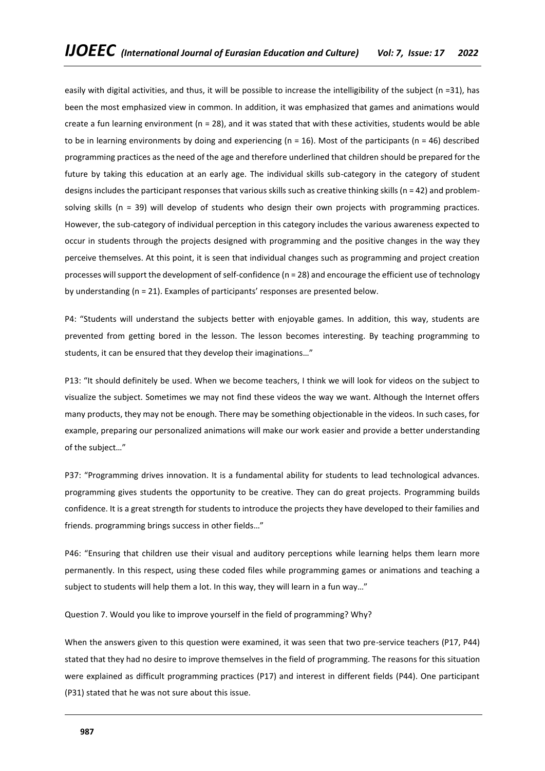easily with digital activities, and thus, it will be possible to increase the intelligibility of the subject (n =31), has been the most emphasized view in common. In addition, it was emphasized that games and animations would create a fun learning environment (n = 28), and it was stated that with these activities, students would be able to be in learning environments by doing and experiencing (n = 16). Most of the participants (n = 46) described programming practices as the need of the age and therefore underlined that children should be prepared for the future by taking this education at an early age. The individual skills sub-category in the category of student designs includes the participant responses that various skills such as creative thinking skills (n = 42) and problem-solving skills (n = 39) will develop of students who design their own projects with programming practices. However, the sub-category of individual perception in this category includes the various awareness expected to occur in students through the projects designed with programming and the positive changes in the way they perceive themselves. At this point, it is seen that individual changes such as programming and project creation processes will support the development of self-confidence (n = 28) and encourage the efficient use of technology by understanding (n = 21). Examples of participants' responses are presented below.

P4: "Students will understand the subjects better with enjoyable games. In addition, this way, students are prevented from getting bored in the lesson. The lesson becomes interesting. By teaching programming to students, it can be ensured that they develop their imaginations…"

P13: "It should definitely be used. When we become teachers, I think we will look for videos on the subject to visualize the subject. Sometimes we may not find these videos the way we want. Although the Internet offers many products, they may not be enough. There may be something objectionable in the videos. In such cases, for example, preparing our personalized animations will make our work easier and provide a better understanding of the subject…"

P37: "Programming drives innovation. It is a fundamental ability for students to lead technological advances. programming gives students the opportunity to be creative. They can do great projects. Programming builds confidence. It is a great strength for students to introduce the projects they have developed to their families and friends. programming brings success in other fields…"

P46: "Ensuring that children use their visual and auditory perceptions while learning helps them learn more permanently. In this respect, using these coded files while programming games or animations and teaching a subject to students will help them a lot. In this way, they will learn in a fun way…"

Question 7. Would you like to improve yourself in the field of programming? Why?

When the answers given to this question were examined, it was seen that two pre-service teachers (P17, P44) stated that they had no desire to improve themselves in the field of programming. The reasons for this situation were explained as difficult programming practices (P17) and interest in different fields (P44). One participant (P31) stated that he was not sure about this issue.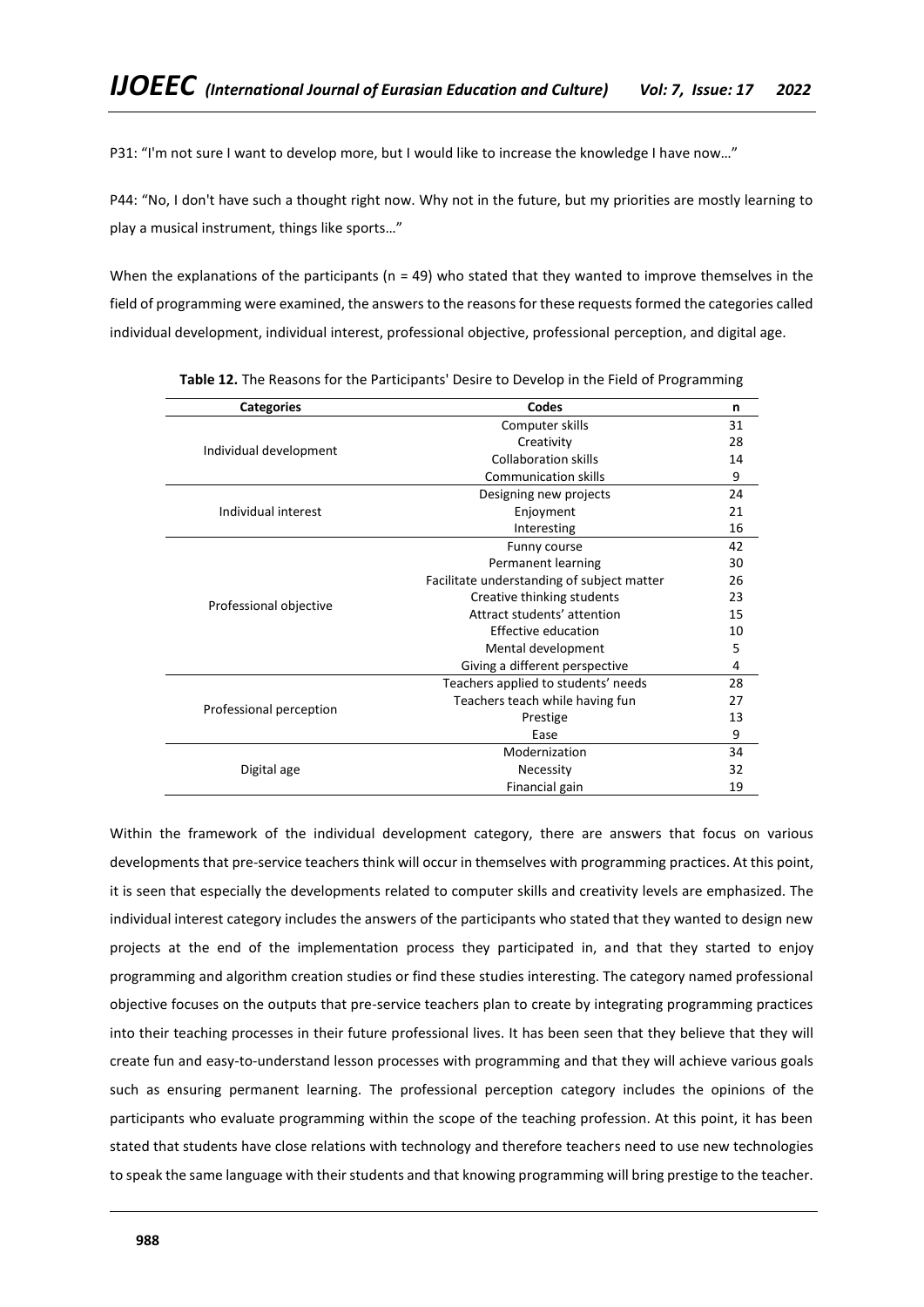P31: "I'm not sure I want to develop more, but I would like to increase the knowledge I have now…"

P44: "No, I don't have such a thought right now. Why not in the future, but my priorities are mostly learning to play a musical instrument, things like sports…"

When the explanations of the participants (n = 49) who stated that they wanted to improve themselves in the field of programming were examined, the answers to the reasons for these requests formed the categories called individual development, individual interest, professional objective, professional perception, and digital age.

**Table 12.** The Reasons for the Participants' Desire to Develop in the Field of Programming

| Categories | Codes | n |
|---|---|---|
| Individual development | Computer skills | 31 |
| | Creativity | 28 |
| | Collaboration skills | 14 |
| | Communication skills | 9 |
| Individual interest | Designing new projects | 24 |
| | Enjoyment | 21 |
| | Interesting | 16 |
| Professional objective | Funny course | 42 |
| | Permanent learning | 30 |
| | Facilitate understanding of subject matter | 26 |
| | Creative thinking students | 23 |
| | Attract students' attention | 15 |
| | Effective education | 10 |
| | Mental development | 5 |
| | Giving a different perspective | 4 |
| Professional perception | Teachers applied to students' needs | 28 |
| | Teachers teach while having fun | 27 |
| | Prestige | 13 |
| | Ease | 9 |
| Digital age | Modernization | 34 |
| | Necessity | 32 |
| | Financial gain | 19 |

Within the framework of the individual development category, there are answers that focus on various developments that pre-service teachers think will occur in themselves with programming practices. At this point, it is seen that especially the developments related to computer skills and creativity levels are emphasized. The individual interest category includes the answers of the participants who stated that they wanted to design new projects at the end of the implementation process they participated in, and that they started to enjoy programming and algorithm creation studies or find these studies interesting. The category named professional objective focuses on the outputs that pre-service teachers plan to create by integrating programming practices into their teaching processes in their future professional lives. It has been seen that they believe that they will create fun and easy-to-understand lesson processes with programming and that they will achieve various goals such as ensuring permanent learning. The professional perception category includes the opinions of the participants who evaluate programming within the scope of the teaching profession. At this point, it has been stated that students have close relations with technology and therefore teachers need to use new technologies to speak the same language with their students and that knowing programming will bring prestige to the teacher.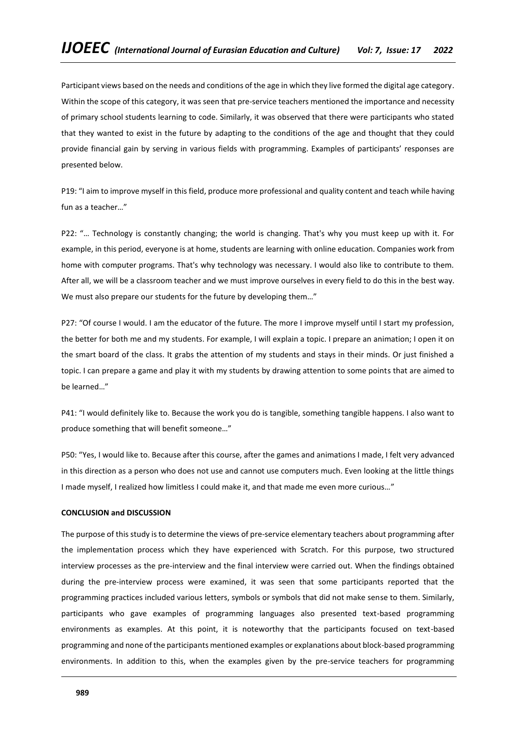Participant views based on the needs and conditions of the age in which they live formed the digital age category. Within the scope of this category, it was seen that pre-service teachers mentioned the importance and necessity of primary school students learning to code. Similarly, it was observed that there were participants who stated that they wanted to exist in the future by adapting to the conditions of the age and thought that they could provide financial gain by serving in various fields with programming. Examples of participants' responses are presented below.

P19: "I aim to improve myself in this field, produce more professional and quality content and teach while having fun as a teacher…"

P22: "… Technology is constantly changing; the world is changing. That's why you must keep up with it. For example, in this period, everyone is at home, students are learning with online education. Companies work from home with computer programs. That's why technology was necessary. I would also like to contribute to them. After all, we will be a classroom teacher and we must improve ourselves in every field to do this in the best way. We must also prepare our students for the future by developing them…"

P27: "Of course I would. I am the educator of the future. The more I improve myself until I start my profession, the better for both me and my students. For example, I will explain a topic. I prepare an animation; I open it on the smart board of the class. It grabs the attention of my students and stays in their minds. Or just finished a topic. I can prepare a game and play it with my students by drawing attention to some points that are aimed to be learned…"

P41: "I would definitely like to. Because the work you do is tangible, something tangible happens. I also want to produce something that will benefit someone…"

P50: "Yes, I would like to. Because after this course, after the games and animations I made, I felt very advanced in this direction as a person who does not use and cannot use computers much. Even looking at the little things I made myself, I realized how limitless I could make it, and that made me even more curious…"

## CONCLUSION and DISCUSSION

The purpose of this study is to determine the views of pre-service elementary teachers about programming after the implementation process which they have experienced with Scratch. For this purpose, two structured interview processes as the pre-interview and the final interview were carried out. When the findings obtained during the pre-interview process were examined, it was seen that some participants reported that the programming practices included various letters, symbols or symbols that did not make sense to them. Similarly, participants who gave examples of programming languages also presented text-based programming environments as examples. At this point, it is noteworthy that the participants focused on text-based programming and none of the participants mentioned examples or explanations about block-based programming environments. In addition to this, when the examples given by the pre-service teachers for programming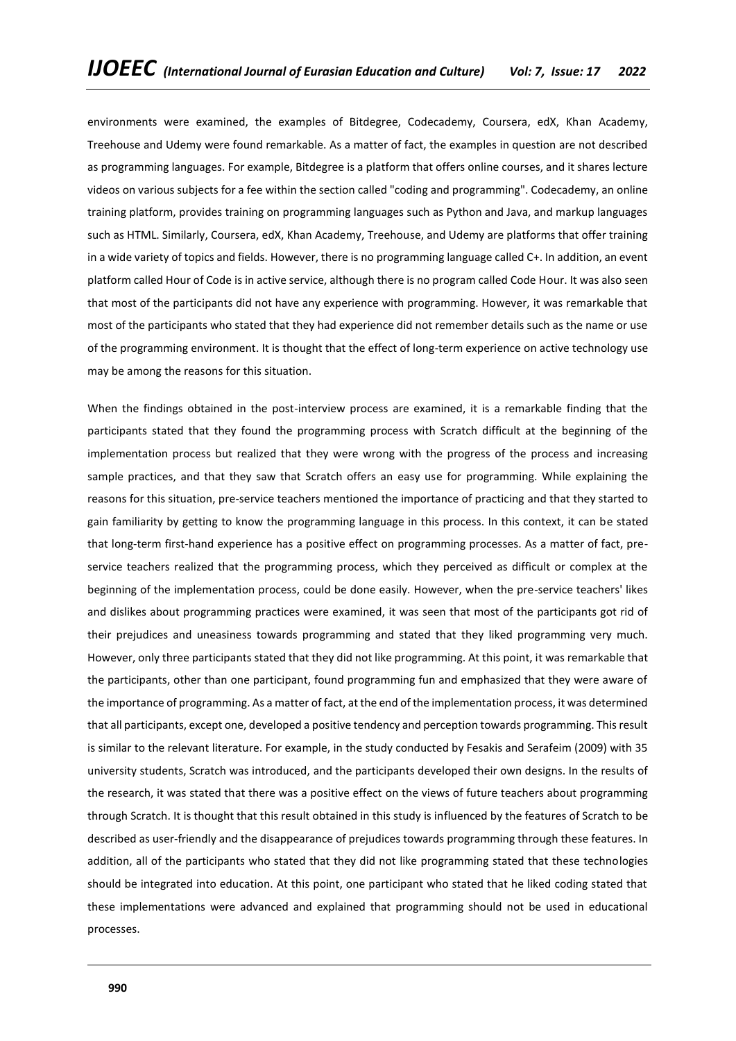environments were examined, the examples of Bitdegree, Codecademy, Coursera, edX, Khan Academy, Treehouse and Udemy were found remarkable. As a matter of fact, the examples in question are not described as programming languages. For example, Bitdegree is a platform that offers online courses, and it shares lecture videos on various subjects for a fee within the section called "coding and programming". Codecademy, an online training platform, provides training on programming languages such as Python and Java, and markup languages such as HTML. Similarly, Coursera, edX, Khan Academy, Treehouse, and Udemy are platforms that offer training in a wide variety of topics and fields. However, there is no programming language called C+. In addition, an event platform called Hour of Code is in active service, although there is no program called Code Hour. It was also seen that most of the participants did not have any experience with programming. However, it was remarkable that most of the participants who stated that they had experience did not remember details such as the name or use of the programming environment. It is thought that the effect of long-term experience on active technology use may be among the reasons for this situation.

When the findings obtained in the post-interview process are examined, it is a remarkable finding that the participants stated that they found the programming process with Scratch difficult at the beginning of the implementation process but realized that they were wrong with the progress of the process and increasing sample practices, and that they saw that Scratch offers an easy use for programming. While explaining the reasons for this situation, pre-service teachers mentioned the importance of practicing and that they started to gain familiarity by getting to know the programming language in this process. In this context, it can be stated that long-term first-hand experience has a positive effect on programming processes. As a matter of fact, pre-service teachers realized that the programming process, which they perceived as difficult or complex at the beginning of the implementation process, could be done easily. However, when the pre-service teachers' likes and dislikes about programming practices were examined, it was seen that most of the participants got rid of their prejudices and uneasiness towards programming and stated that they liked programming very much. However, only three participants stated that they did not like programming. At this point, it was remarkable that the participants, other than one participant, found programming fun and emphasized that they were aware of the importance of programming. As a matter of fact, at the end of the implementation process, it was determined that all participants, except one, developed a positive tendency and perception towards programming. This result is similar to the relevant literature. For example, in the study conducted by Fesakis and Serafeim (2009) with 35 university students, Scratch was introduced, and the participants developed their own designs. In the results of the research, it was stated that there was a positive effect on the views of future teachers about programming through Scratch. It is thought that this result obtained in this study is influenced by the features of Scratch to be described as user-friendly and the disappearance of prejudices towards programming through these features. In addition, all of the participants who stated that they did not like programming stated that these technologies should be integrated into education. At this point, one participant who stated that he liked coding stated that these implementations were advanced and explained that programming should not be used in educational processes.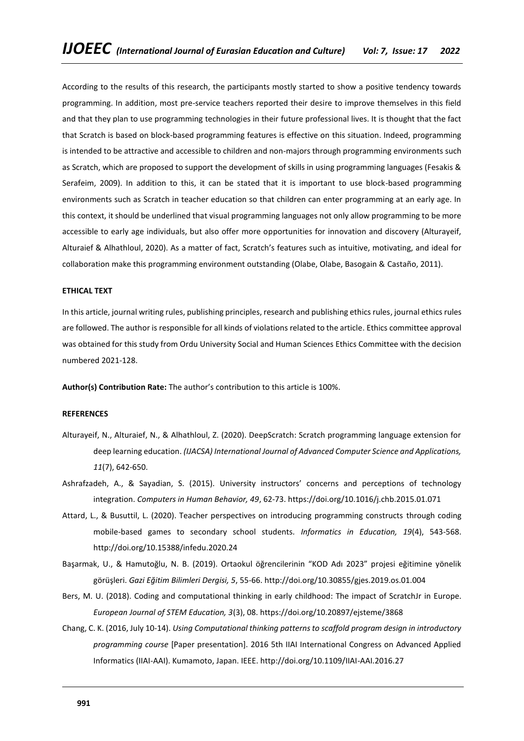According to the results of this research, the participants mostly started to show a positive tendency towards programming. In addition, most pre-service teachers reported their desire to improve themselves in this field and that they plan to use programming technologies in their future professional lives. It is thought that the fact that Scratch is based on block-based programming features is effective on this situation. Indeed, programming is intended to be attractive and accessible to children and non-majors through programming environments such as Scratch, which are proposed to support the development of skills in using programming languages (Fesakis & Serafeim, 2009). In addition to this, it can be stated that it is important to use block-based programming environments such as Scratch in teacher education so that children can enter programming at an early age. In this context, it should be underlined that visual programming languages not only allow programming to be more accessible to early age individuals, but also offer more opportunities for innovation and discovery (Alturayeif, Alturaief & Alhathloul, 2020). As a matter of fact, Scratch's features such as intuitive, motivating, and ideal for collaboration make this programming environment outstanding (Olabe, Olabe, Basogain & Castaño, 2011).

**ETHICAL TEXT**

In this article, journal writing rules, publishing principles, research and publishing ethics rules, journal ethics rules are followed. The author is responsible for all kinds of violations related to the article. Ethics committee approval was obtained for this study from Ordu University Social and Human Sciences Ethics Committee with the decision numbered 2021-128.

**Author(s) Contribution Rate:** The author's contribution to this article is 100%.

**REFERENCES**

Alturayeif, N., Alturaief, N., & Alhathloul, Z. (2020). DeepScratch: Scratch programming language extension for deep learning education. *(IJACSA) International Journal of Advanced Computer Science and Applications, 11*(7), 642-650.

Ashrafzadeh, A., & Sayadian, S. (2015). University instructors' concerns and perceptions of technology integration. *Computers in Human Behavior, 49*, 62-73. https://doi.org/10.1016/j.chb.2015.01.071

Attard, L., & Busuttil, L. (2020). Teacher perspectives on introducing programming constructs through coding mobile-based games to secondary school students. *Informatics in Education, 19*(4), 543-568. http://doi.org/10.15388/infedu.2020.24

Başarmak, U., & Hamutoğlu, N. B. (2019). Ortaokul öğrencilerinin "KOD Adı 2023" projesi eğitimine yönelik görüşleri. *Gazi Eğitim Bilimleri Dergisi, 5*, 55-66. http://doi.org/10.30855/gjes.2019.os.01.004

Bers, M. U. (2018). Coding and computational thinking in early childhood: The impact of ScratchJr in Europe. *European Journal of STEM Education, 3*(3), 08. https://doi.org/10.20897/ejsteme/3868

Chang, C. K. (2016, July 10-14). *Using Computational thinking patterns to scaffold program design in introductory programming course* [Paper presentation]. 2016 5th IIAI International Congress on Advanced Applied Informatics (IIAI-AAI). Kumamoto, Japan. IEEE. http://doi.org/10.1109/IIAI-AAI.2016.27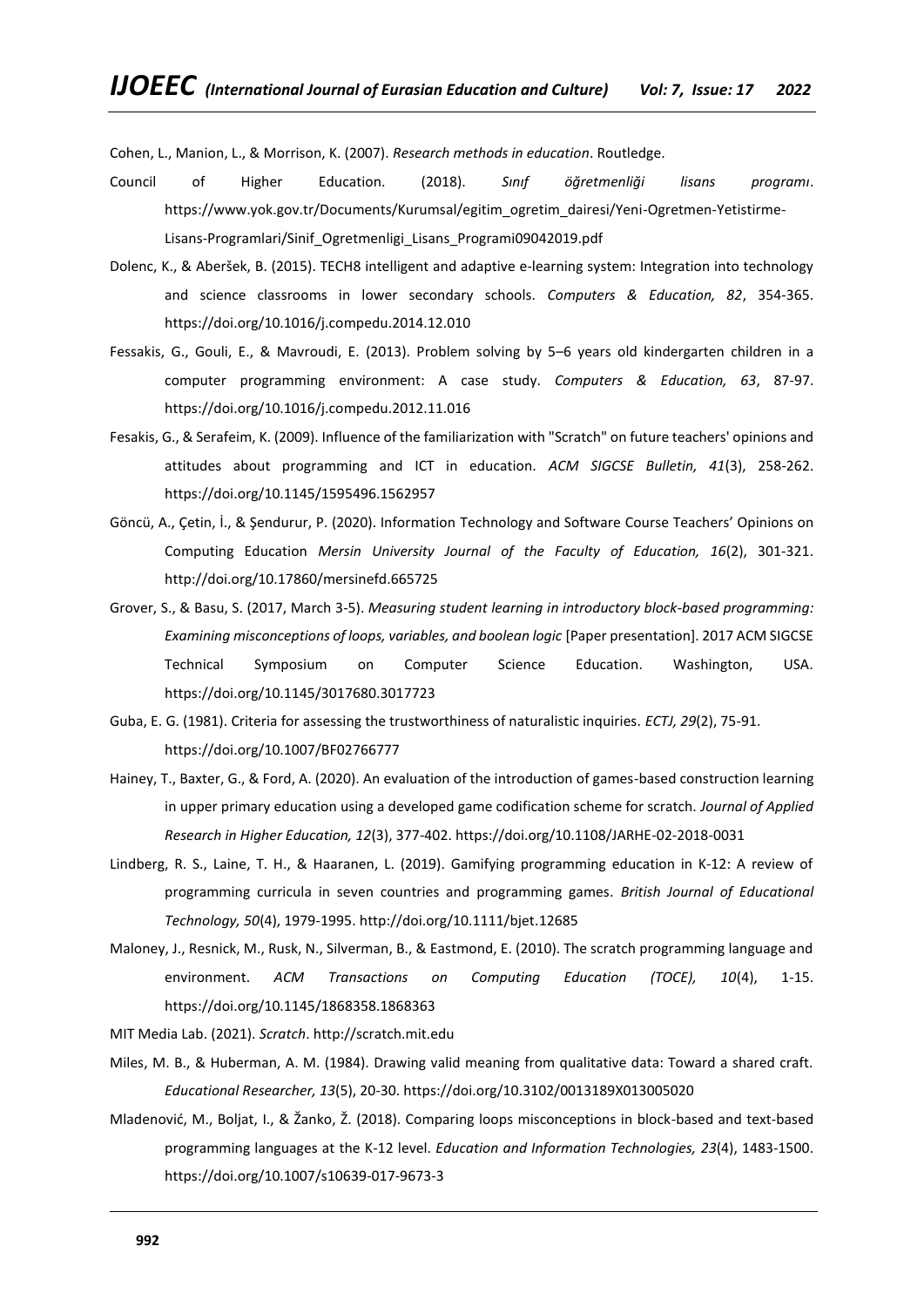Cohen, L., Manion, L., & Morrison, K. (2007). *Research methods in education*. Routledge.

Council of Higher Education. (2018). *Sınıf öğretmenliği lisans programı*. https://www.yok.gov.tr/Documents/Kurumsal/egitim_ogretim_dairesi/Yeni-Ogretmen-Yetistirme-Lisans-Programlari/Sinif_Ogretmenligi_Lisans_Programi09042019.pdf

Dolenc, K., & Aberšek, B. (2015). TECH8 intelligent and adaptive e-learning system: Integration into technology and science classrooms in lower secondary schools. *Computers & Education, 82*, 354-365. https://doi.org/10.1016/j.compedu.2014.12.010

Fessakis, G., Gouli, E., & Mavroudi, E. (2013). Problem solving by 5–6 years old kindergarten children in a computer programming environment: A case study. *Computers & Education, 63*, 87-97. https://doi.org/10.1016/j.compedu.2012.11.016

Fesakis, G., & Serafeim, K. (2009). Influence of the familiarization with "Scratch" on future teachers' opinions and attitudes about programming and ICT in education. *ACM SIGCSE Bulletin, 41*(3), 258-262. https://doi.org/10.1145/1595496.1562957

Göncü, A., Çetin, İ., & Şendurur, P. (2020). Information Technology and Software Course Teachers' Opinions on Computing Education *Mersin University Journal of the Faculty of Education, 16*(2), 301-321. http://doi.org/10.17860/mersinefd.665725

Grover, S., & Basu, S. (2017, March 3-5). *Measuring student learning in introductory block-based programming: Examining misconceptions of loops, variables, and boolean logic* [Paper presentation]. 2017 ACM SIGCSE Technical Symposium on Computer Science Education. Washington, USA. https://doi.org/10.1145/3017680.3017723

Guba, E. G. (1981). Criteria for assessing the trustworthiness of naturalistic inquiries. *ECTJ, 29*(2), 75-91. https://doi.org/10.1007/BF02766777

Hainey, T., Baxter, G., & Ford, A. (2020). An evaluation of the introduction of games-based construction learning in upper primary education using a developed game codification scheme for scratch. *Journal of Applied Research in Higher Education, 12*(3), 377-402. https://doi.org/10.1108/JARHE-02-2018-0031

Lindberg, R. S., Laine, T. H., & Haaranen, L. (2019). Gamifying programming education in K-12: A review of programming curricula in seven countries and programming games. *British Journal of Educational Technology, 50*(4), 1979-1995. http://doi.org/10.1111/bjet.12685

Maloney, J., Resnick, M., Rusk, N., Silverman, B., & Eastmond, E. (2010). The scratch programming language and environment. *ACM Transactions on Computing Education (TOCE), 10*(4), 1-15. https://doi.org/10.1145/1868358.1868363

MIT Media Lab. (2021). *Scratch*. http://scratch.mit.edu

Miles, M. B., & Huberman, A. M. (1984). Drawing valid meaning from qualitative data: Toward a shared craft. *Educational Researcher, 13*(5), 20-30. https://doi.org/10.3102/0013189X013005020

Mladenović, M., Boljat, I., & Žanko, Ž. (2018). Comparing loops misconceptions in block-based and text-based programming languages at the K-12 level. *Education and Information Technologies, 23*(4), 1483-1500. https://doi.org/10.1007/s10639-017-9673-3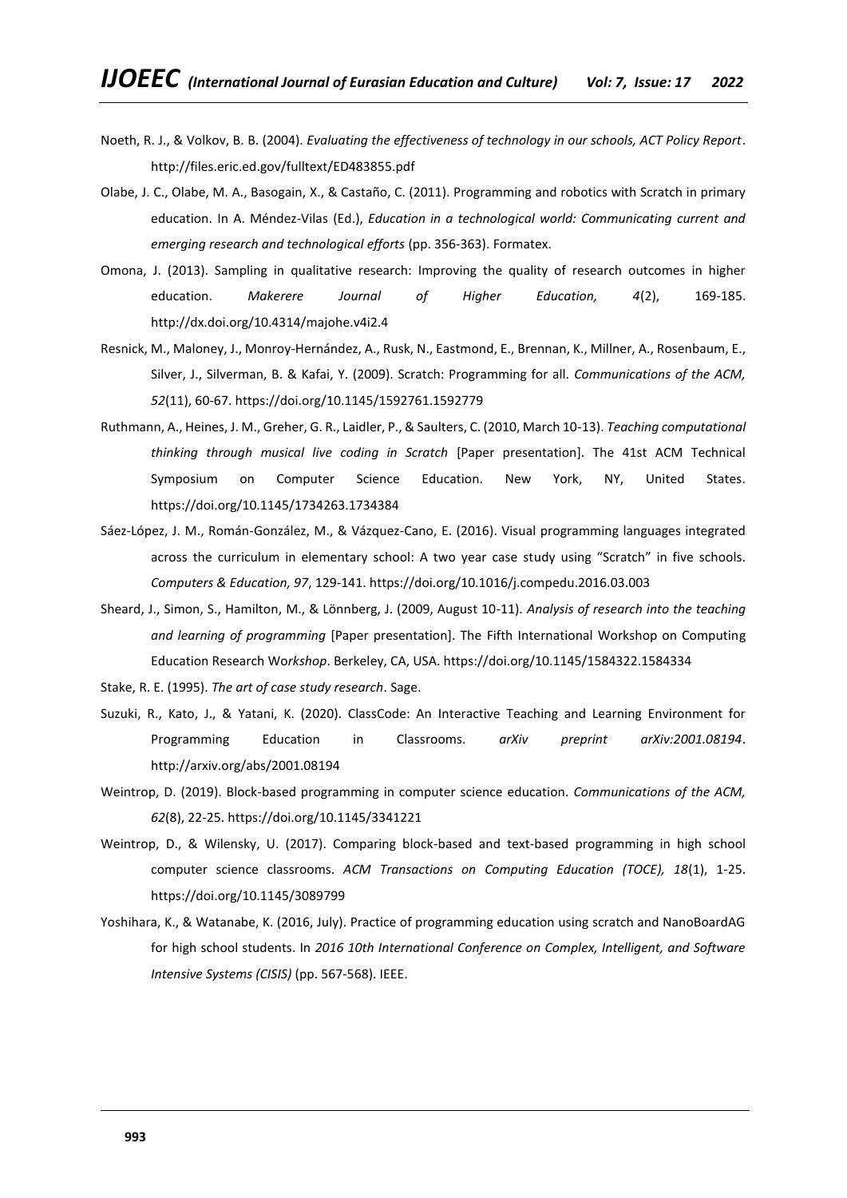Noeth, R. J., & Volkov, B. B. (2004). *Evaluating the effectiveness of technology in our schools, ACT Policy Report*. http://files.eric.ed.gov/fulltext/ED483855.pdf

Olabe, J. C., Olabe, M. A., Basogain, X., & Castaño, C. (2011). Programming and robotics with Scratch in primary education. In A. Méndez-Vilas (Ed.), *Education in a technological world: Communicating current and emerging research and technological efforts* (pp. 356-363). Formatex.

Omona, J. (2013). Sampling in qualitative research: Improving the quality of research outcomes in higher education. *Makerere Journal of Higher Education, 4*(2), 169-185. http://dx.doi.org/10.4314/majohe.v4i2.4

Resnick, M., Maloney, J., Monroy-Hernández, A., Rusk, N., Eastmond, E., Brennan, K., Millner, A., Rosenbaum, E., Silver, J., Silverman, B. & Kafai, Y. (2009). Scratch: Programming for all. *Communications of the ACM, 52*(11), 60-67. https://doi.org/10.1145/1592761.1592779

Ruthmann, A., Heines, J. M., Greher, G. R., Laidler, P., & Saulters, C. (2010, March 10-13). *Teaching computational thinking through musical live coding in Scratch* [Paper presentation]. The 41st ACM Technical Symposium on Computer Science Education. New York, NY, United States. https://doi.org/10.1145/1734263.1734384

Sáez-López, J. M., Román-González, M., & Vázquez-Cano, E. (2016). Visual programming languages integrated across the curriculum in elementary school: A two year case study using "Scratch" in five schools. *Computers & Education, 97*, 129-141. https://doi.org/10.1016/j.compedu.2016.03.003

Sheard, J., Simon, S., Hamilton, M., & Lönnberg, J. (2009, August 10-11). *Analysis of research into the teaching and learning of programming* [Paper presentation]. The Fifth International Workshop on Computing Education Research W*orkshop*. Berkeley, CA, USA. https://doi.org/10.1145/1584322.1584334

Stake, R. E. (1995). *The art of case study research*. Sage.

Suzuki, R., Kato, J., & Yatani, K. (2020). ClassCode: An Interactive Teaching and Learning Environment for Programming Education in Classrooms. *arXiv preprint arXiv:2001.08194*. http://arxiv.org/abs/2001.08194

Weintrop, D. (2019). Block-based programming in computer science education. *Communications of the ACM, 62*(8), 22-25. https://doi.org/10.1145/3341221

Weintrop, D., & Wilensky, U. (2017). Comparing block-based and text-based programming in high school computer science classrooms. *ACM Transactions on Computing Education (TOCE), 18*(1), 1-25. https://doi.org/10.1145/3089799

Yoshihara, K., & Watanabe, K. (2016, July). Practice of programming education using scratch and NanoBoardAG for high school students. In *2016 10th International Conference on Complex, Intelligent, and Software Intensive Systems (CISIS)* (pp. 567-568). IEEE.